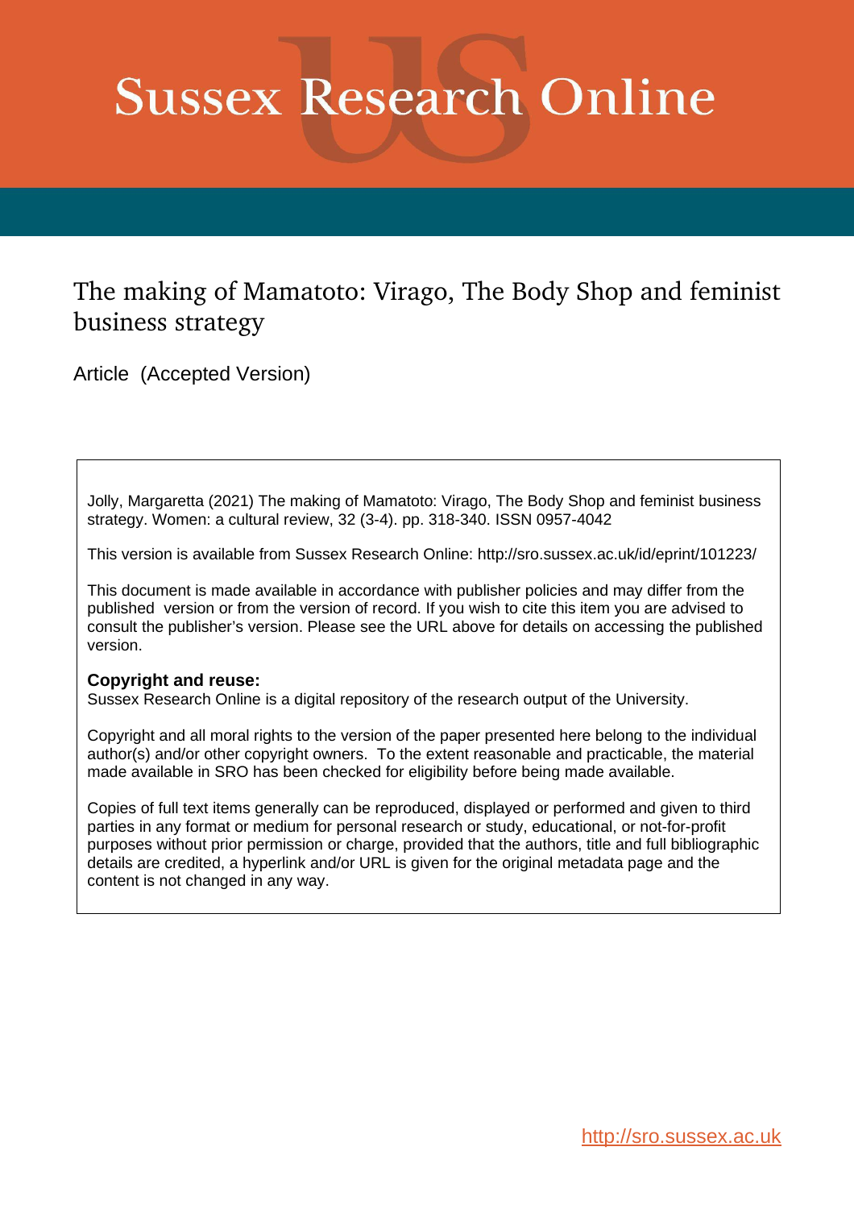# Sussex Research Online

## The making of Mamatoto: Virago, The Body Shop and feminist business strategy

Article (Accepted Version)

Jolly, Margaretta (2021) The making of Mamatoto: Virago, The Body Shop and feminist business strategy. Women: a cultural review, 32 (3-4). pp. 318-340. ISSN 0957-4042

This version is available from Sussex Research Online: http://sro.sussex.ac.uk/id/eprint/101223/

This document is made available in accordance with publisher policies and may differ from the published version or from the version of record. If you wish to cite this item you are advised to consult the publisher's version. Please see the URL above for details on accessing the published version.

**Copyright and reuse:**
Sussex Research Online is a digital repository of the research output of the University.

Copyright and all moral rights to the version of the paper presented here belong to the individual author(s) and/or other copyright owners. To the extent reasonable and practicable, the material made available in SRO has been checked for eligibility before being made available.

Copies of full text items generally can be reproduced, displayed or performed and given to third parties in any format or medium for personal research or study, educational, or not-for-profit purposes without prior permission or charge, provided that the authors, title and full bibliographic details are credited, a hyperlink and/or URL is given for the original metadata page and the content is not changed in any way.

http://sro.sussex.ac.uk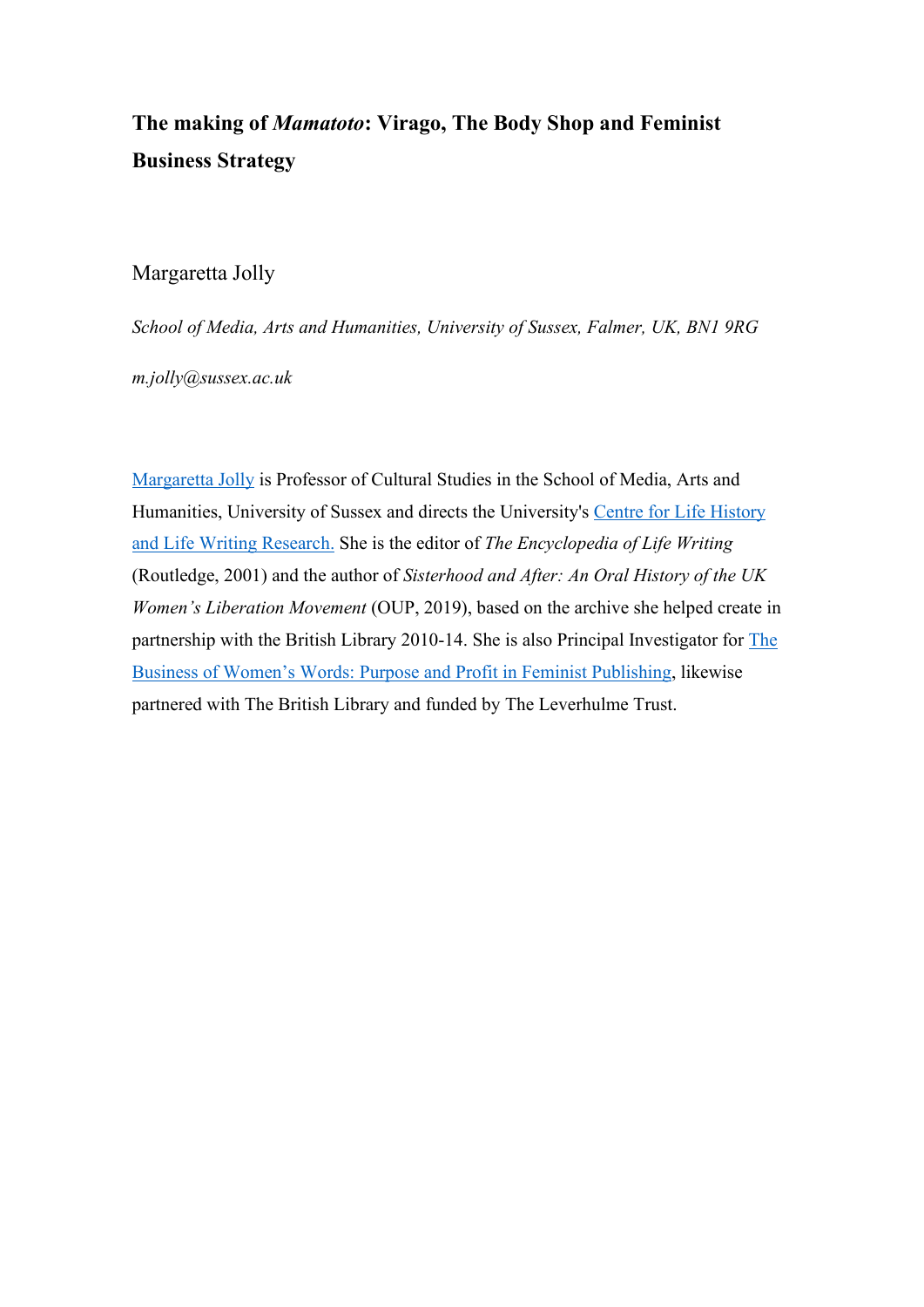# The making of *Mamatoto*: Virago, The Body Shop and Feminist Business Strategy

Margaretta Jolly

*School of Media, Arts and Humanities, University of Sussex, Falmer, UK, BN1 9RG*

*m.jolly@sussex.ac.uk*

Margaretta Jolly is Professor of Cultural Studies in the School of Media, Arts and Humanities, University of Sussex and directs the University's Centre for Life History and Life Writing Research. She is the editor of *The Encyclopedia of Life Writing* (Routledge, 2001) and the author of *Sisterhood and After: An Oral History of the UK Women's Liberation Movement* (OUP, 2019), based on the archive she helped create in partnership with the British Library 2010-14. She is also Principal Investigator for The Business of Women's Words: Purpose and Profit in Feminist Publishing, likewise partnered with The British Library and funded by The Leverhulme Trust.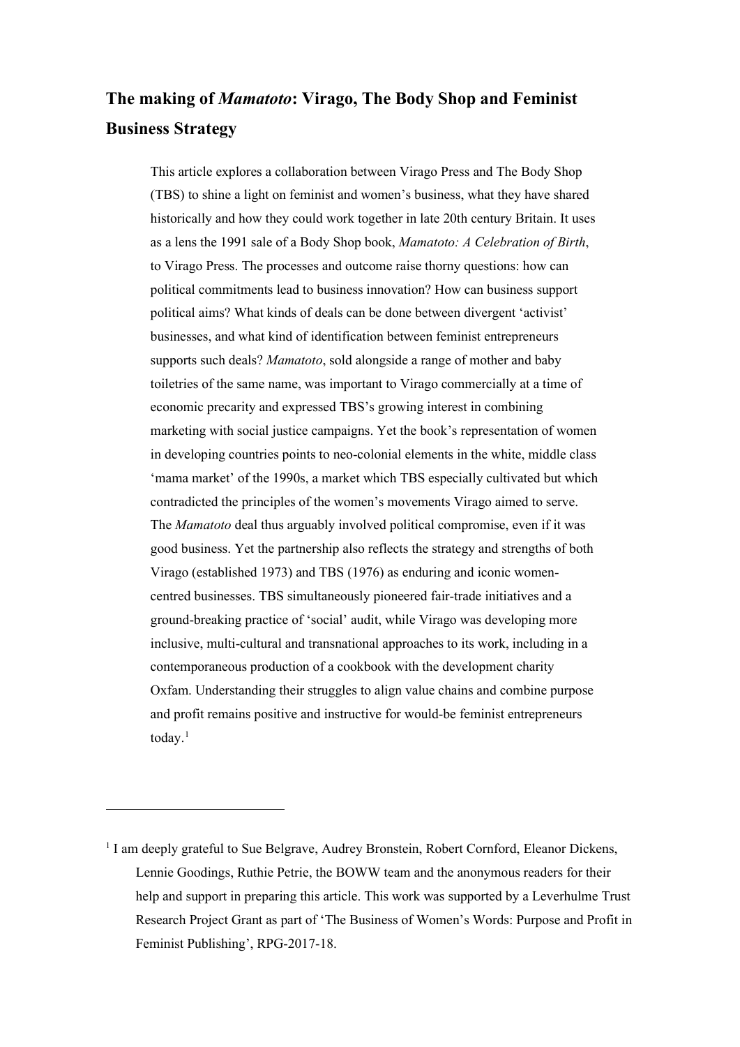# The making of *Mamatoto*: Virago, The Body Shop and Feminist Business Strategy

This article explores a collaboration between Virago Press and The Body Shop (TBS) to shine a light on feminist and women's business, what they have shared historically and how they could work together in late 20th century Britain. It uses as a lens the 1991 sale of a Body Shop book, *Mamatoto: A Celebration of Birth*, to Virago Press. The processes and outcome raise thorny questions: how can political commitments lead to business innovation? How can business support political aims? What kinds of deals can be done between divergent 'activist' businesses, and what kind of identification between feminist entrepreneurs supports such deals? *Mamatoto*, sold alongside a range of mother and baby toiletries of the same name, was important to Virago commercially at a time of economic precarity and expressed TBS's growing interest in combining marketing with social justice campaigns. Yet the book's representation of women in developing countries points to neo-colonial elements in the white, middle class 'mama market' of the 1990s, a market which TBS especially cultivated but which contradicted the principles of the women's movements Virago aimed to serve. The *Mamatoto* deal thus arguably involved political compromise, even if it was good business. Yet the partnership also reflects the strategy and strengths of both Virago (established 1973) and TBS (1976) as enduring and iconic women-centred businesses. TBS simultaneously pioneered fair-trade initiatives and a ground-breaking practice of 'social' audit, while Virago was developing more inclusive, multi-cultural and transnational approaches to its work, including in a contemporaneous production of a cookbook with the development charity Oxfam. Understanding their struggles to align value chains and combine purpose and profit remains positive and instructive for would-be feminist entrepreneurs today.[1]

[1] I am deeply grateful to Sue Belgrave, Audrey Bronstein, Robert Cornford, Eleanor Dickens, Lennie Goodings, Ruthie Petrie, the BOWW team and the anonymous readers for their help and support in preparing this article. This work was supported by a Leverhulme Trust Research Project Grant as part of 'The Business of Women's Words: Purpose and Profit in Feminist Publishing', RPG-2017-18.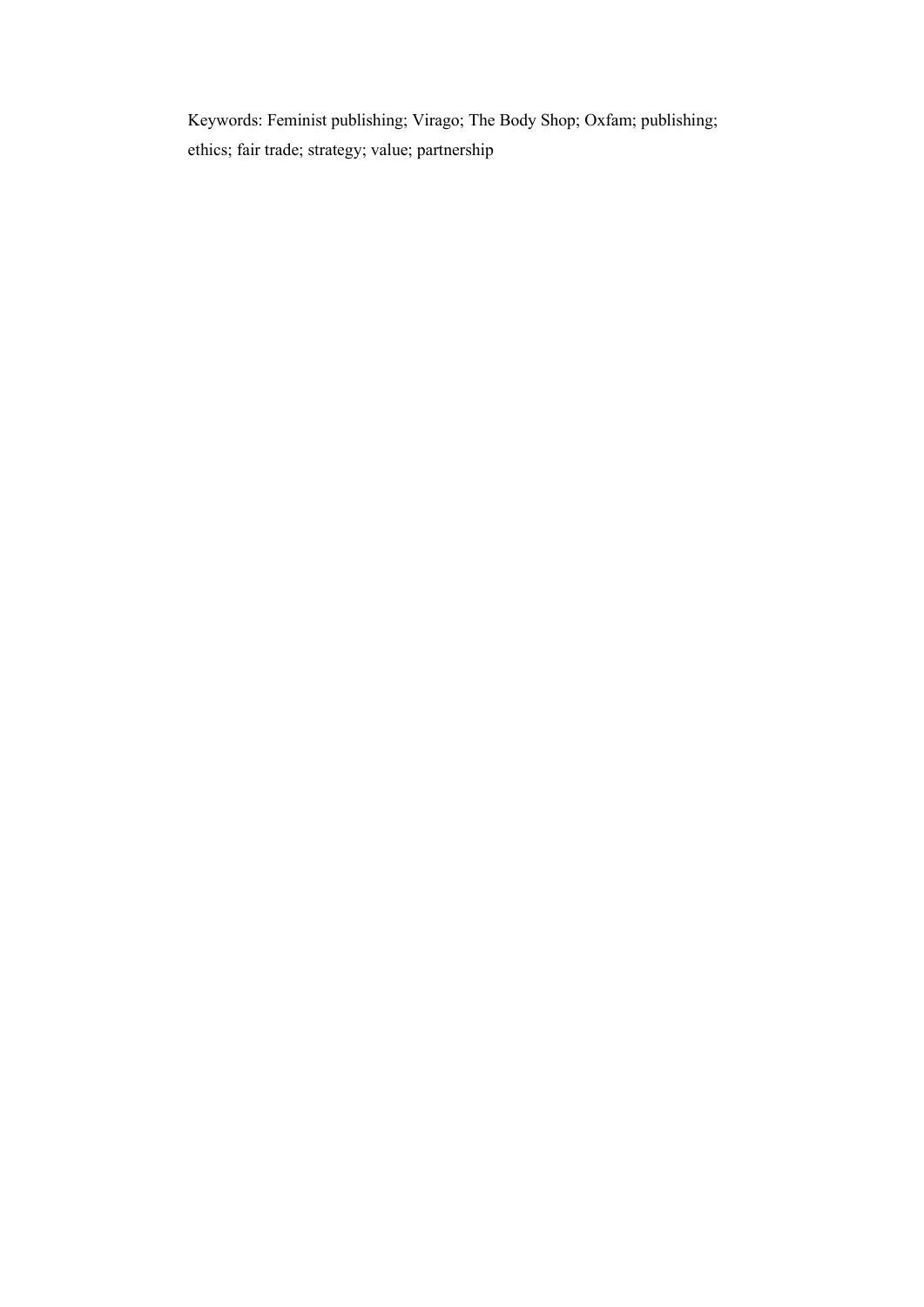Keywords: Feminist publishing; Virago; The Body Shop; Oxfam; publishing; ethics; fair trade; strategy; value; partnership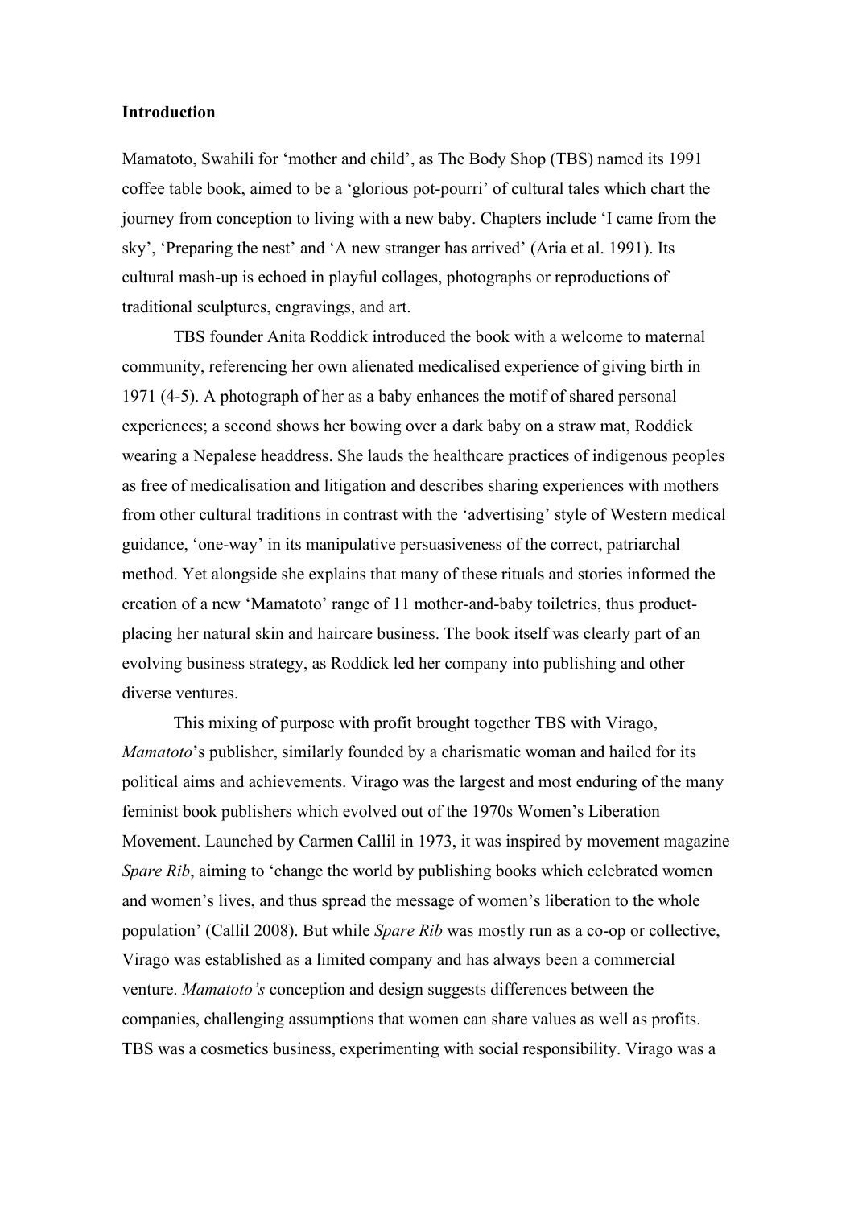**Introduction**

Mamatoto, Swahili for 'mother and child', as The Body Shop (TBS) named its 1991 coffee table book, aimed to be a 'glorious pot-pourri' of cultural tales which chart the journey from conception to living with a new baby. Chapters include 'I came from the sky', 'Preparing the nest' and 'A new stranger has arrived' (Aria et al. 1991). Its cultural mash-up is echoed in playful collages, photographs or reproductions of traditional sculptures, engravings, and art.

TBS founder Anita Roddick introduced the book with a welcome to maternal community, referencing her own alienated medicalised experience of giving birth in 1971 (4-5). A photograph of her as a baby enhances the motif of shared personal experiences; a second shows her bowing over a dark baby on a straw mat, Roddick wearing a Nepalese headdress. She lauds the healthcare practices of indigenous peoples as free of medicalisation and litigation and describes sharing experiences with mothers from other cultural traditions in contrast with the 'advertising' style of Western medical guidance, 'one-way' in its manipulative persuasiveness of the correct, patriarchal method. Yet alongside she explains that many of these rituals and stories informed the creation of a new 'Mamatoto' range of 11 mother-and-baby toiletries, thus product-placing her natural skin and haircare business. The book itself was clearly part of an evolving business strategy, as Roddick led her company into publishing and other diverse ventures.

This mixing of purpose with profit brought together TBS with Virago, *Mamatoto*'s publisher, similarly founded by a charismatic woman and hailed for its political aims and achievements. Virago was the largest and most enduring of the many feminist book publishers which evolved out of the 1970s Women's Liberation Movement. Launched by Carmen Callil in 1973, it was inspired by movement magazine *Spare Rib*, aiming to 'change the world by publishing books which celebrated women and women's lives, and thus spread the message of women's liberation to the whole population' (Callil 2008). But while *Spare Rib* was mostly run as a co-op or collective, Virago was established as a limited company and has always been a commercial venture. *Mamatoto's* conception and design suggests differences between the companies, challenging assumptions that women can share values as well as profits. TBS was a cosmetics business, experimenting with social responsibility. Virago was a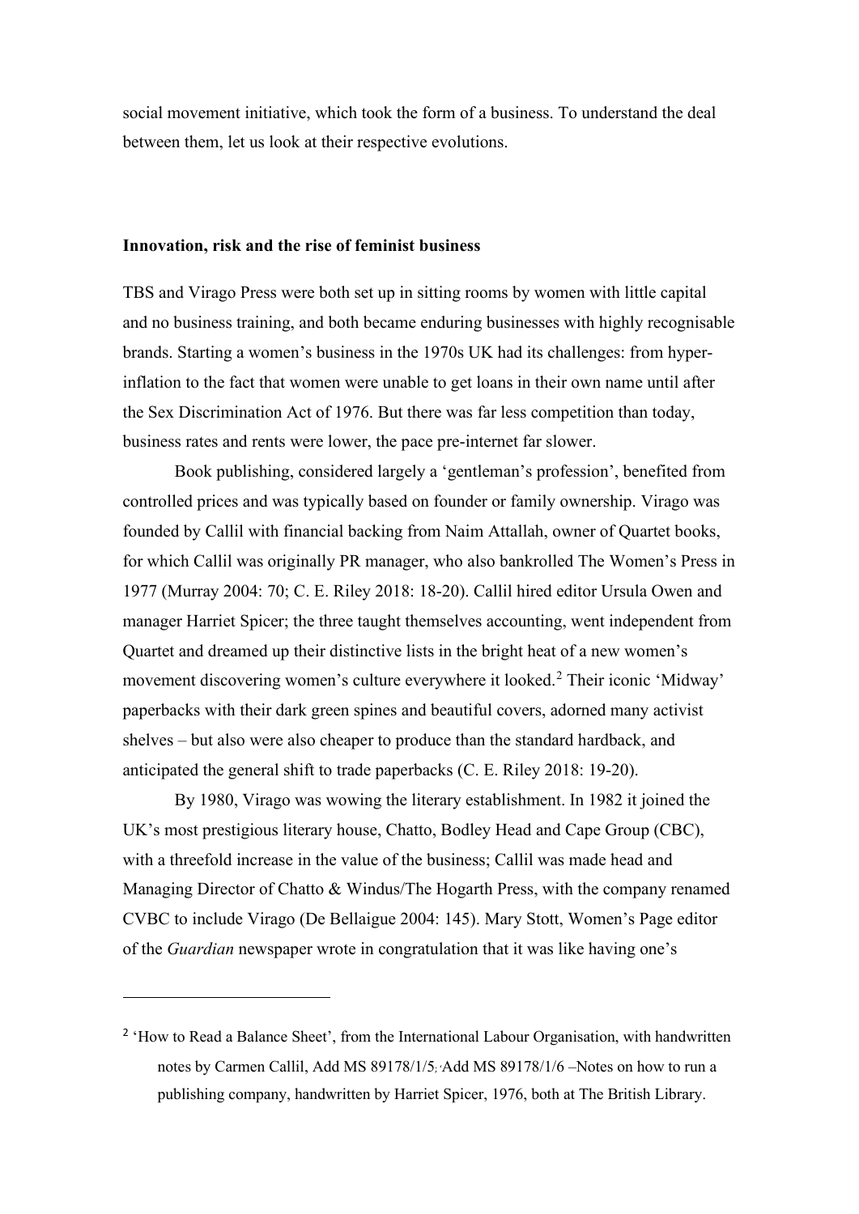social movement initiative, which took the form of a business. To understand the deal between them, let us look at their respective evolutions.

**Innovation, risk and the rise of feminist business**

TBS and Virago Press were both set up in sitting rooms by women with little capital and no business training, and both became enduring businesses with highly recognisable brands. Starting a women's business in the 1970s UK had its challenges: from hyper-inflation to the fact that women were unable to get loans in their own name until after the Sex Discrimination Act of 1976. But there was far less competition than today, business rates and rents were lower, the pace pre-internet far slower.

Book publishing, considered largely a 'gentleman's profession', benefited from controlled prices and was typically based on founder or family ownership. Virago was founded by Callil with financial backing from Naim Attallah, owner of Quartet books, for which Callil was originally PR manager, who also bankrolled The Women's Press in 1977 (Murray 2004: 70; C. E. Riley 2018: 18-20). Callil hired editor Ursula Owen and manager Harriet Spicer; the three taught themselves accounting, went independent from Quartet and dreamed up their distinctive lists in the bright heat of a new women's movement discovering women's culture everywhere it looked.[2] Their iconic 'Midway' paperbacks with their dark green spines and beautiful covers, adorned many activist shelves – but also were also cheaper to produce than the standard hardback, and anticipated the general shift to trade paperbacks (C. E. Riley 2018: 19-20).

By 1980, Virago was wowing the literary establishment. In 1982 it joined the UK's most prestigious literary house, Chatto, Bodley Head and Cape Group (CBC), with a threefold increase in the value of the business; Callil was made head and Managing Director of Chatto & Windus/The Hogarth Press, with the company renamed CVBC to include Virago (De Bellaigue 2004: 145). Mary Stott, Women's Page editor of the *Guardian* newspaper wrote in congratulation that it was like having one's

---

[2] 'How to Read a Balance Sheet', from the International Labour Organisation, with handwritten notes by Carmen Callil, Add MS 89178/1/5; Add MS 89178/1/6 –Notes on how to run a publishing company, handwritten by Harriet Spicer, 1976, both at The British Library.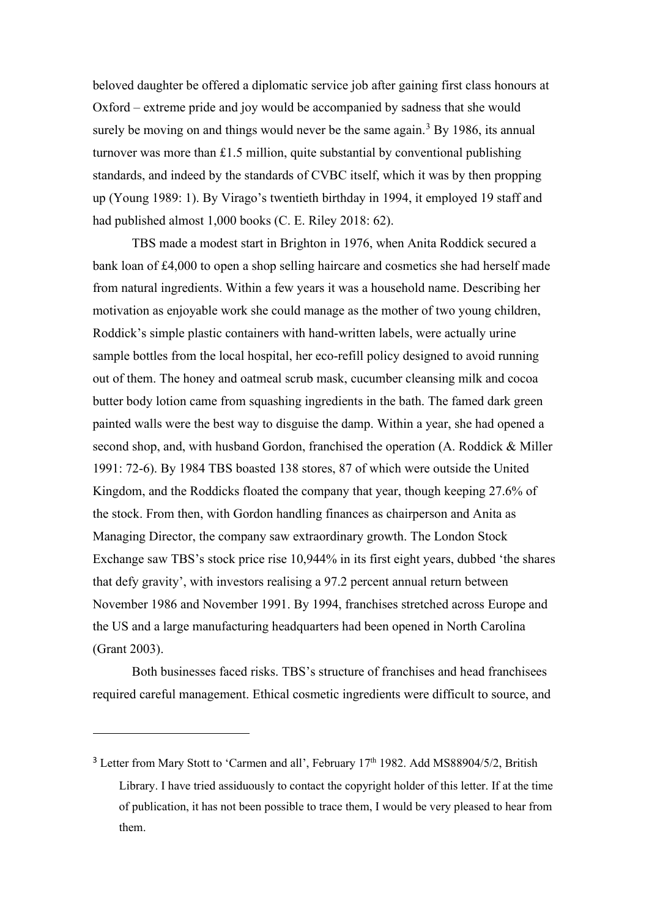beloved daughter be offered a diplomatic service job after gaining first class honours at Oxford – extreme pride and joy would be accompanied by sadness that she would surely be moving on and things would never be the same again.[3] By 1986, its annual turnover was more than £1.5 million, quite substantial by conventional publishing standards, and indeed by the standards of CVBC itself, which it was by then propping up (Young 1989: 1). By Virago's twentieth birthday in 1994, it employed 19 staff and had published almost 1,000 books (C. E. Riley 2018: 62).

TBS made a modest start in Brighton in 1976, when Anita Roddick secured a bank loan of £4,000 to open a shop selling haircare and cosmetics she had herself made from natural ingredients. Within a few years it was a household name. Describing her motivation as enjoyable work she could manage as the mother of two young children, Roddick's simple plastic containers with hand-written labels, were actually urine sample bottles from the local hospital, her eco-refill policy designed to avoid running out of them. The honey and oatmeal scrub mask, cucumber cleansing milk and cocoa butter body lotion came from squashing ingredients in the bath. The famed dark green painted walls were the best way to disguise the damp. Within a year, she had opened a second shop, and, with husband Gordon, franchised the operation (A. Roddick & Miller 1991: 72-6). By 1984 TBS boasted 138 stores, 87 of which were outside the United Kingdom, and the Roddicks floated the company that year, though keeping 27.6% of the stock. From then, with Gordon handling finances as chairperson and Anita as Managing Director, the company saw extraordinary growth. The London Stock Exchange saw TBS's stock price rise 10,944% in its first eight years, dubbed 'the shares that defy gravity', with investors realising a 97.2 percent annual return between November 1986 and November 1991. By 1994, franchises stretched across Europe and the US and a large manufacturing headquarters had been opened in North Carolina (Grant 2003).

Both businesses faced risks. TBS's structure of franchises and head franchisees required careful management. Ethical cosmetic ingredients were difficult to source, and

---

[3] Letter from Mary Stott to 'Carmen and all', February 17th 1982. Add MS88904/5/2, British Library. I have tried assiduously to contact the copyright holder of this letter. If at the time of publication, it has not been possible to trace them, I would be very pleased to hear from them.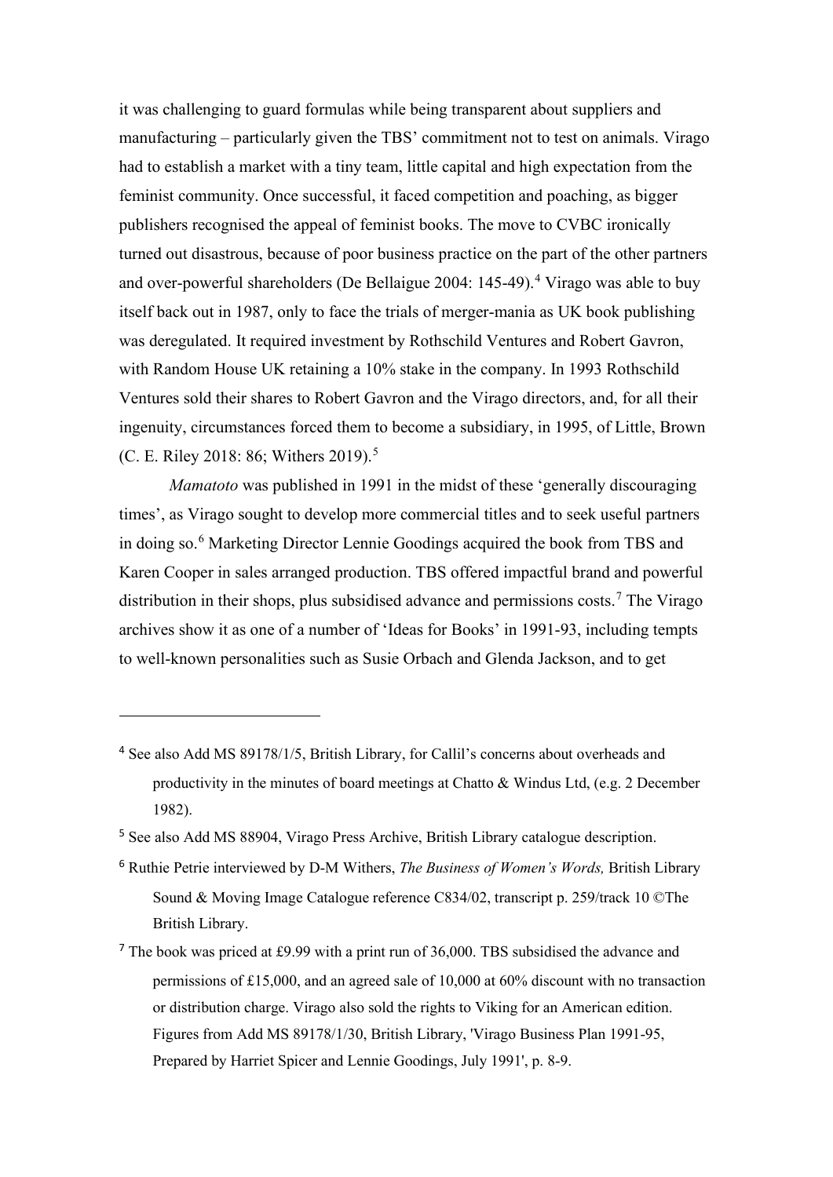it was challenging to guard formulas while being transparent about suppliers and manufacturing – particularly given the TBS' commitment not to test on animals. Virago had to establish a market with a tiny team, little capital and high expectation from the feminist community. Once successful, it faced competition and poaching, as bigger publishers recognised the appeal of feminist books. The move to CVBC ironically turned out disastrous, because of poor business practice on the part of the other partners and over-powerful shareholders (De Bellaigue 2004: 145-49).[4] Virago was able to buy itself back out in 1987, only to face the trials of merger-mania as UK book publishing was deregulated. It required investment by Rothschild Ventures and Robert Gavron, with Random House UK retaining a 10% stake in the company. In 1993 Rothschild Ventures sold their shares to Robert Gavron and the Virago directors, and, for all their ingenuity, circumstances forced them to become a subsidiary, in 1995, of Little, Brown (C. E. Riley 2018: 86; Withers 2019).[5]

*Mamatoto* was published in 1991 in the midst of these 'generally discouraging times', as Virago sought to develop more commercial titles and to seek useful partners in doing so.[6] Marketing Director Lennie Goodings acquired the book from TBS and Karen Cooper in sales arranged production. TBS offered impactful brand and powerful distribution in their shops, plus subsidised advance and permissions costs.[7] The Virago archives show it as one of a number of 'Ideas for Books' in 1991-93, including tempts to well-known personalities such as Susie Orbach and Glenda Jackson, and to get

---

[4] See also Add MS 89178/1/5, British Library, for Callil's concerns about overheads and productivity in the minutes of board meetings at Chatto & Windus Ltd, (e.g. 2 December 1982).

[5] See also Add MS 88904, Virago Press Archive, British Library catalogue description.

[6] Ruthie Petrie interviewed by D-M Withers, *The Business of Women's Words,* British Library Sound & Moving Image Catalogue reference C834/02, transcript p. 259/track 10 ©The British Library.

[7] The book was priced at £9.99 with a print run of 36,000. TBS subsidised the advance and permissions of £15,000, and an agreed sale of 10,000 at 60% discount with no transaction or distribution charge. Virago also sold the rights to Viking for an American edition. Figures from Add MS 89178/1/30, British Library, 'Virago Business Plan 1991-95, Prepared by Harriet Spicer and Lennie Goodings, July 1991', p. 8-9.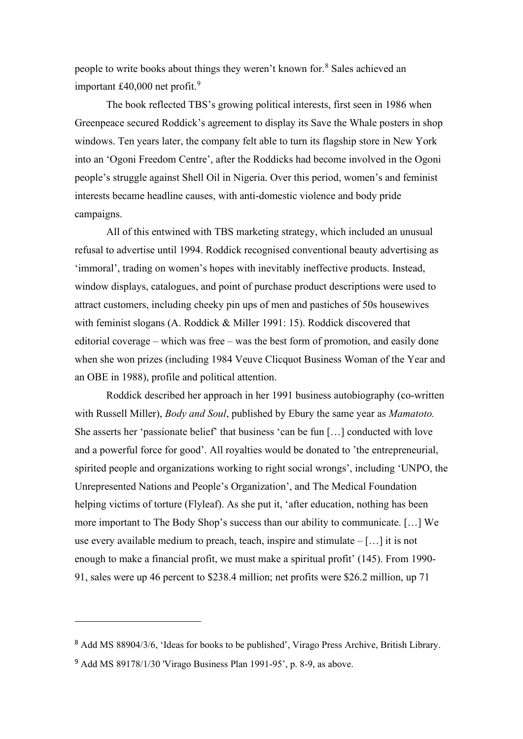people to write books about things they weren't known for.[8] Sales achieved an important £40,000 net profit.[9]

The book reflected TBS's growing political interests, first seen in 1986 when Greenpeace secured Roddick's agreement to display its Save the Whale posters in shop windows. Ten years later, the company felt able to turn its flagship store in New York into an 'Ogoni Freedom Centre', after the Roddicks had become involved in the Ogoni people's struggle against Shell Oil in Nigeria. Over this period, women's and feminist interests became headline causes, with anti-domestic violence and body pride campaigns.

All of this entwined with TBS marketing strategy, which included an unusual refusal to advertise until 1994. Roddick recognised conventional beauty advertising as 'immoral', trading on women's hopes with inevitably ineffective products. Instead, window displays, catalogues, and point of purchase product descriptions were used to attract customers, including cheeky pin ups of men and pastiches of 50s housewives with feminist slogans (A. Roddick & Miller 1991: 15). Roddick discovered that editorial coverage – which was free – was the best form of promotion, and easily done when she won prizes (including 1984 Veuve Clicquot Business Woman of the Year and an OBE in 1988), profile and political attention.

Roddick described her approach in her 1991 business autobiography (co-written with Russell Miller), *Body and Soul*, published by Ebury the same year as *Mamatoto.* She asserts her 'passionate belief' that business 'can be fun […] conducted with love and a powerful force for good'. All royalties would be donated to 'the entrepreneurial, spirited people and organizations working to right social wrongs', including 'UNPO, the Unrepresented Nations and People's Organization', and The Medical Foundation helping victims of torture (Flyleaf). As she put it, 'after education, nothing has been more important to The Body Shop's success than our ability to communicate. […] We use every available medium to preach, teach, inspire and stimulate – […] it is not enough to make a financial profit, we must make a spiritual profit' (145). From 1990-91, sales were up 46 percent to $238.4 million; net profits were $26.2 million, up 71

---

[8] Add MS 88904/3/6, 'Ideas for books to be published', Virago Press Archive, British Library.

[9] Add MS 89178/1/30 'Virago Business Plan 1991-95', p. 8-9, as above.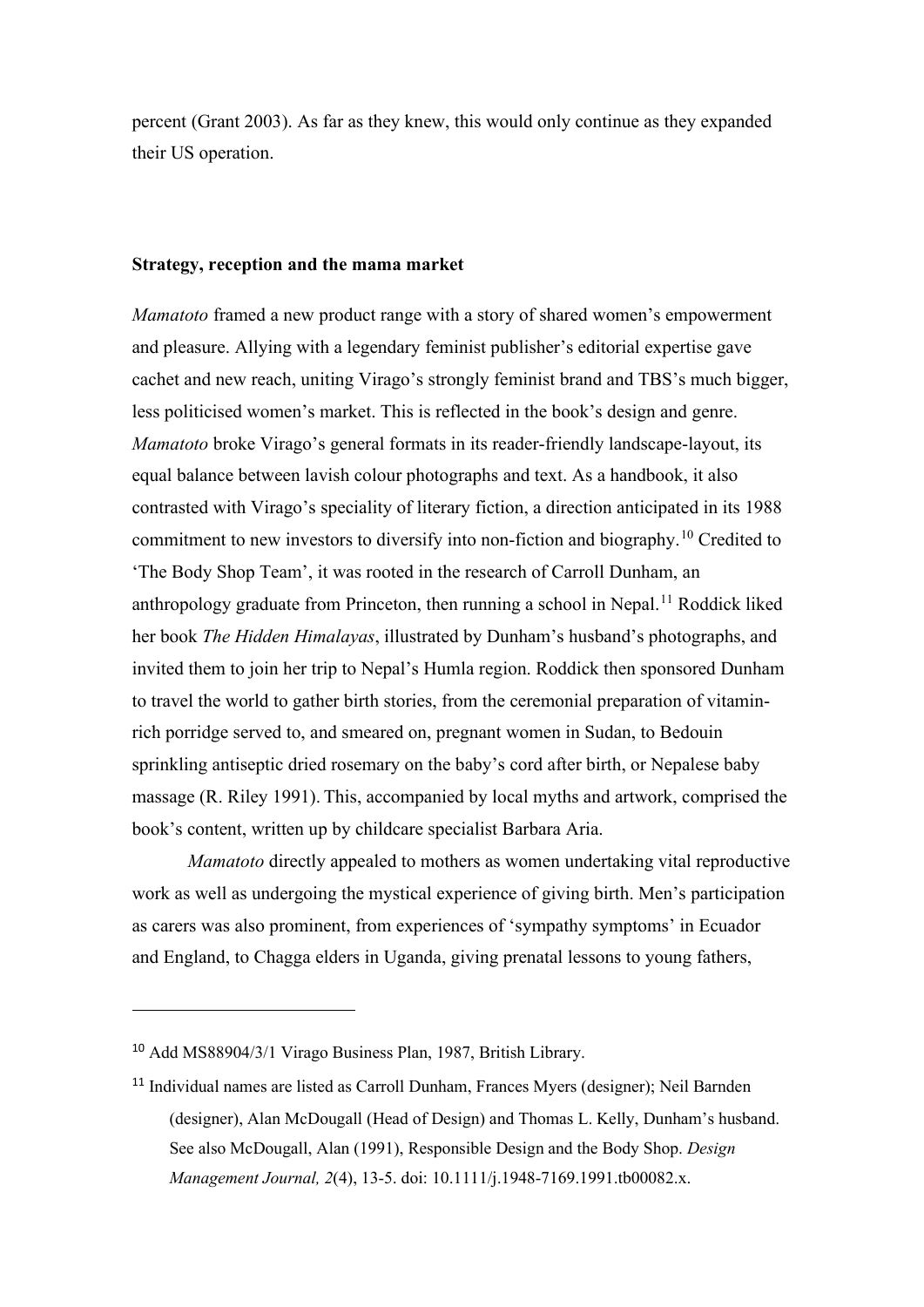percent (Grant 2003). As far as they knew, this would only continue as they expanded their US operation.

**Strategy, reception and the mama market**

*Mamatoto* framed a new product range with a story of shared women's empowerment and pleasure. Allying with a legendary feminist publisher's editorial expertise gave cachet and new reach, uniting Virago's strongly feminist brand and TBS's much bigger, less politicised women's market. This is reflected in the book's design and genre. *Mamatoto* broke Virago's general formats in its reader-friendly landscape-layout, its equal balance between lavish colour photographs and text. As a handbook, it also contrasted with Virago's speciality of literary fiction, a direction anticipated in its 1988 commitment to new investors to diversify into non-fiction and biography.[10] Credited to 'The Body Shop Team', it was rooted in the research of Carroll Dunham, an anthropology graduate from Princeton, then running a school in Nepal.[11] Roddick liked her book *The Hidden Himalayas*, illustrated by Dunham's husband's photographs, and invited them to join her trip to Nepal's Humla region. Roddick then sponsored Dunham to travel the world to gather birth stories, from the ceremonial preparation of vitamin-rich porridge served to, and smeared on, pregnant women in Sudan, to Bedouin sprinkling antiseptic dried rosemary on the baby's cord after birth, or Nepalese baby massage (R. Riley 1991). This, accompanied by local myths and artwork, comprised the book's content, written up by childcare specialist Barbara Aria.

*Mamatoto* directly appealed to mothers as women undertaking vital reproductive work as well as undergoing the mystical experience of giving birth. Men's participation as carers was also prominent, from experiences of 'sympathy symptoms' in Ecuador and England, to Chagga elders in Uganda, giving prenatal lessons to young fathers,

---

[10] Add MS88904/3/1 Virago Business Plan, 1987, British Library.

[11] Individual names are listed as Carroll Dunham, Frances Myers (designer); Neil Barnden (designer), Alan McDougall (Head of Design) and Thomas L. Kelly, Dunham's husband. See also McDougall, Alan (1991), Responsible Design and the Body Shop. *Design Management Journal, 2*(4), 13-5. doi: 10.1111/j.1948-7169.1991.tb00082.x.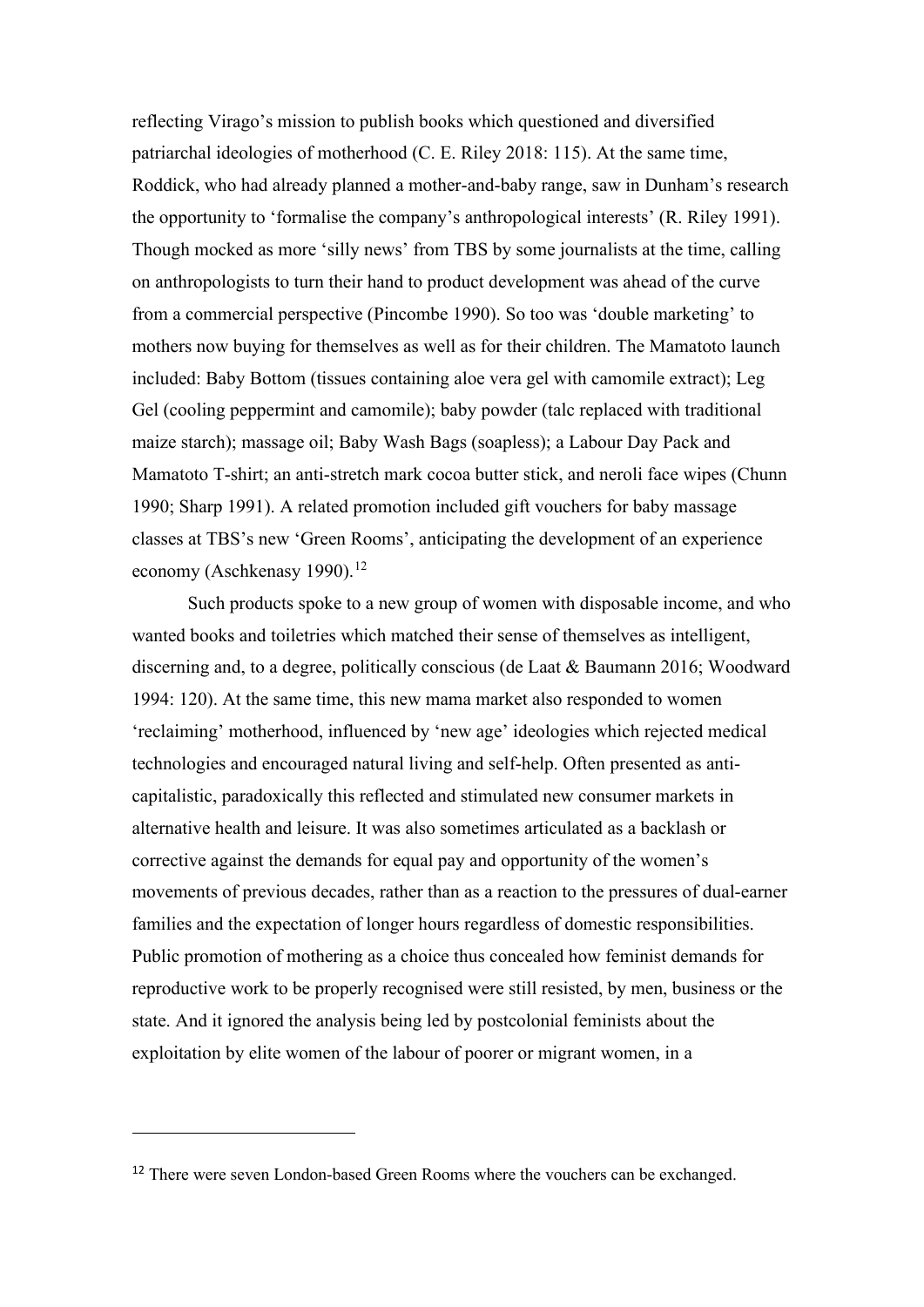reflecting Virago's mission to publish books which questioned and diversified patriarchal ideologies of motherhood (C. E. Riley 2018: 115). At the same time, Roddick, who had already planned a mother-and-baby range, saw in Dunham's research the opportunity to 'formalise the company's anthropological interests' (R. Riley 1991). Though mocked as more 'silly news' from TBS by some journalists at the time, calling on anthropologists to turn their hand to product development was ahead of the curve from a commercial perspective (Pincombe 1990). So too was 'double marketing' to mothers now buying for themselves as well as for their children. The Mamatoto launch included: Baby Bottom (tissues containing aloe vera gel with camomile extract); Leg Gel (cooling peppermint and camomile); baby powder (talc replaced with traditional maize starch); massage oil; Baby Wash Bags (soapless); a Labour Day Pack and Mamatoto T-shirt; an anti-stretch mark cocoa butter stick, and neroli face wipes (Chunn 1990; Sharp 1991). A related promotion included gift vouchers for baby massage classes at TBS's new 'Green Rooms', anticipating the development of an experience economy (Aschkenasy 1990).[12]

Such products spoke to a new group of women with disposable income, and who wanted books and toiletries which matched their sense of themselves as intelligent, discerning and, to a degree, politically conscious (de Laat & Baumann 2016; Woodward 1994: 120). At the same time, this new mama market also responded to women 'reclaiming' motherhood, influenced by 'new age' ideologies which rejected medical technologies and encouraged natural living and self-help. Often presented as anti-capitalistic, paradoxically this reflected and stimulated new consumer markets in alternative health and leisure. It was also sometimes articulated as a backlash or corrective against the demands for equal pay and opportunity of the women's movements of previous decades, rather than as a reaction to the pressures of dual-earner families and the expectation of longer hours regardless of domestic responsibilities. Public promotion of mothering as a choice thus concealed how feminist demands for reproductive work to be properly recognised were still resisted, by men, business or the state. And it ignored the analysis being led by postcolonial feminists about the exploitation by elite women of the labour of poorer or migrant women, in a

[12] There were seven London-based Green Rooms where the vouchers can be exchanged.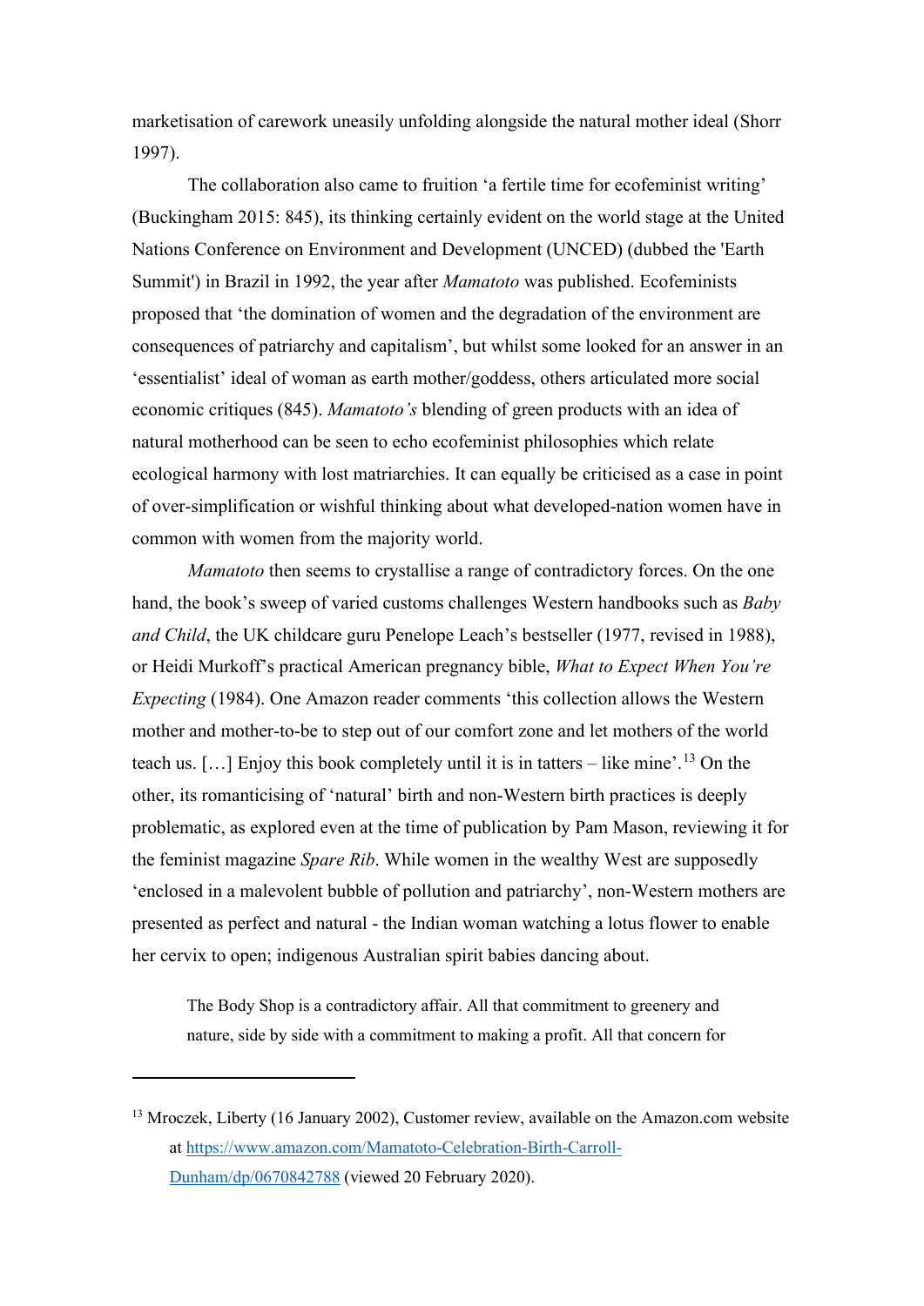marketisation of carework uneasily unfolding alongside the natural mother ideal (Shorr 1997).

The collaboration also came to fruition 'a fertile time for ecofeminist writing' (Buckingham 2015: 845), its thinking certainly evident on the world stage at the United Nations Conference on Environment and Development (UNCED) (dubbed the 'Earth Summit') in Brazil in 1992, the year after *Mamatoto* was published. Ecofeminists proposed that 'the domination of women and the degradation of the environment are consequences of patriarchy and capitalism', but whilst some looked for an answer in an 'essentialist' ideal of woman as earth mother/goddess, others articulated more social economic critiques (845). *Mamatoto's* blending of green products with an idea of natural motherhood can be seen to echo ecofeminist philosophies which relate ecological harmony with lost matriarchies. It can equally be criticised as a case in point of over-simplification or wishful thinking about what developed-nation women have in common with women from the majority world.

*Mamatoto* then seems to crystallise a range of contradictory forces. On the one hand, the book's sweep of varied customs challenges Western handbooks such as *Baby and Child*, the UK childcare guru Penelope Leach's bestseller (1977, revised in 1988), or Heidi Murkoff's practical American pregnancy bible, *What to Expect When You're Expecting* (1984). One Amazon reader comments 'this collection allows the Western mother and mother-to-be to step out of our comfort zone and let mothers of the world teach us. […] Enjoy this book completely until it is in tatters – like mine'.[13] On the other, its romanticising of 'natural' birth and non-Western birth practices is deeply problematic, as explored even at the time of publication by Pam Mason, reviewing it for the feminist magazine *Spare Rib*. While women in the wealthy West are supposedly 'enclosed in a malevolent bubble of pollution and patriarchy', non-Western mothers are presented as perfect and natural - the Indian woman watching a lotus flower to enable her cervix to open; indigenous Australian spirit babies dancing about.

> The Body Shop is a contradictory affair. All that commitment to greenery and nature, side by side with a commitment to making a profit. All that concern for

[13] Mroczek, Liberty (16 January 2002), Customer review, available on the Amazon.com website at https://www.amazon.com/Mamatoto-Celebration-Birth-Carroll-Dunham/dp/0670842788 (viewed 20 February 2020).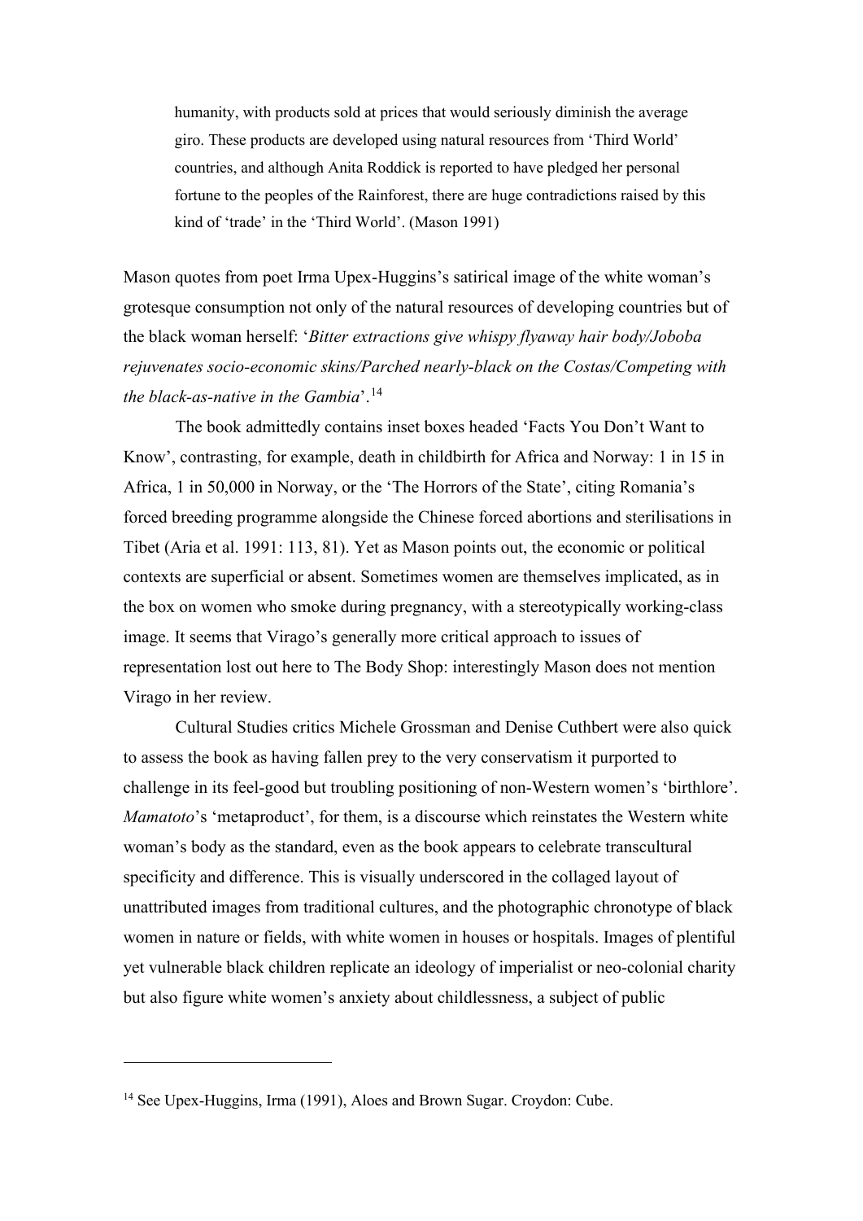> humanity, with products sold at prices that would seriously diminish the average giro. These products are developed using natural resources from 'Third World' countries, and although Anita Roddick is reported to have pledged her personal fortune to the peoples of the Rainforest, there are huge contradictions raised by this kind of 'trade' in the 'Third World'. (Mason 1991)

Mason quotes from poet Irma Upex-Huggins's satirical image of the white woman's grotesque consumption not only of the natural resources of developing countries but of the black woman herself: '*Bitter extractions give whispy flyaway hair body/Joboba rejuvenates socio-economic skins/Parched nearly-black on the Costas/Competing with the black-as-native in the Gambia*'.[14]

The book admittedly contains inset boxes headed 'Facts You Don't Want to Know', contrasting, for example, death in childbirth for Africa and Norway: 1 in 15 in Africa, 1 in 50,000 in Norway, or the 'The Horrors of the State', citing Romania's forced breeding programme alongside the Chinese forced abortions and sterilisations in Tibet (Aria et al. 1991: 113, 81). Yet as Mason points out, the economic or political contexts are superficial or absent. Sometimes women are themselves implicated, as in the box on women who smoke during pregnancy, with a stereotypically working-class image. It seems that Virago's generally more critical approach to issues of representation lost out here to The Body Shop: interestingly Mason does not mention Virago in her review.

Cultural Studies critics Michele Grossman and Denise Cuthbert were also quick to assess the book as having fallen prey to the very conservatism it purported to challenge in its feel-good but troubling positioning of non-Western women's 'birthlore'. *Mamatoto*'s 'metaproduct', for them, is a discourse which reinstates the Western white woman's body as the standard, even as the book appears to celebrate transcultural specificity and difference. This is visually underscored in the collaged layout of unattributed images from traditional cultures, and the photographic chronotype of black women in nature or fields, with white women in houses or hospitals. Images of plentiful yet vulnerable black children replicate an ideology of imperialist or neo-colonial charity but also figure white women's anxiety about childlessness, a subject of public

---

[14] See Upex-Huggins, Irma (1991), Aloes and Brown Sugar. Croydon: Cube.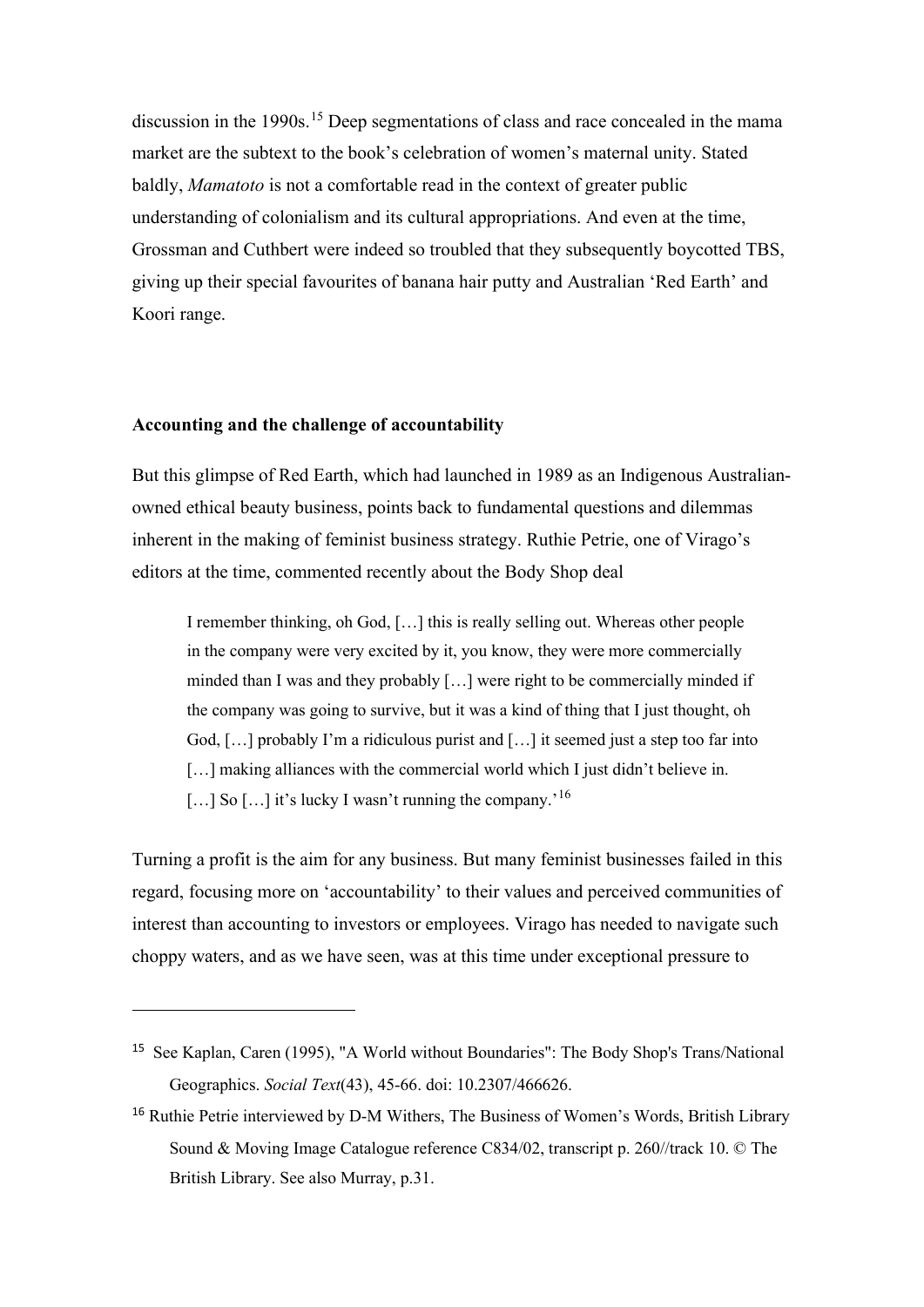discussion in the 1990s.[15] Deep segmentations of class and race concealed in the mama market are the subtext to the book's celebration of women's maternal unity. Stated baldly, *Mamatoto* is not a comfortable read in the context of greater public understanding of colonialism and its cultural appropriations. And even at the time, Grossman and Cuthbert were indeed so troubled that they subsequently boycotted TBS, giving up their special favourites of banana hair putty and Australian 'Red Earth' and Koori range.

### Accounting and the challenge of accountability

But this glimpse of Red Earth, which had launched in 1989 as an Indigenous Australian-owned ethical beauty business, points back to fundamental questions and dilemmas inherent in the making of feminist business strategy. Ruthie Petrie, one of Virago's editors at the time, commented recently about the Body Shop deal

> I remember thinking, oh God, […] this is really selling out. Whereas other people in the company were very excited by it, you know, they were more commercially minded than I was and they probably […] were right to be commercially minded if the company was going to survive, but it was a kind of thing that I just thought, oh God, […] probably I'm a ridiculous purist and […] it seemed just a step too far into […] making alliances with the commercial world which I just didn't believe in. […] So […] it's lucky I wasn't running the company.'[16]

Turning a profit is the aim for any business. But many feminist businesses failed in this regard, focusing more on 'accountability' to their values and perceived communities of interest than accounting to investors or employees. Virago has needed to navigate such choppy waters, and as we have seen, was at this time under exceptional pressure to

---

[15] See Kaplan, Caren (1995), "A World without Boundaries": The Body Shop's Trans/National Geographics. *Social Text*(43), 45-66. doi: 10.2307/466626.

[16] Ruthie Petrie interviewed by D-M Withers, The Business of Women's Words, British Library Sound & Moving Image Catalogue reference C834/02, transcript p. 260//track 10. © The British Library. See also Murray, p.31.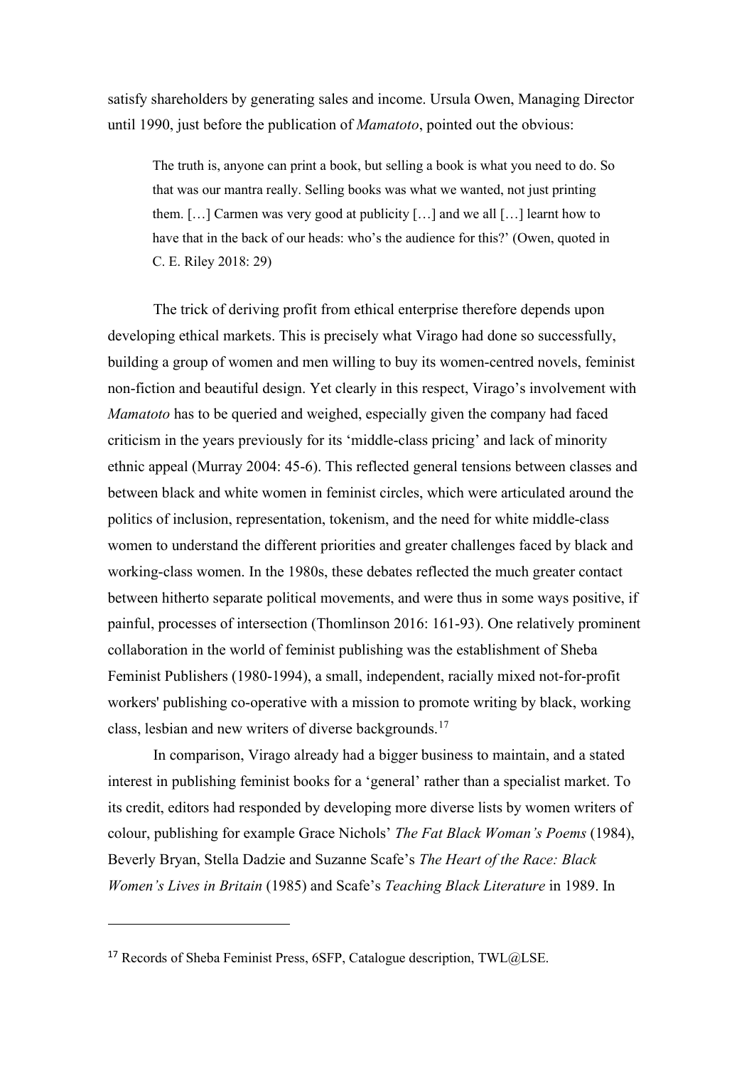satisfy shareholders by generating sales and income. Ursula Owen, Managing Director until 1990, just before the publication of *Mamatoto*, pointed out the obvious:

> The truth is, anyone can print a book, but selling a book is what you need to do. So that was our mantra really. Selling books was what we wanted, not just printing them. […] Carmen was very good at publicity […] and we all […] learnt how to have that in the back of our heads: who's the audience for this?' (Owen, quoted in C. E. Riley 2018: 29)

The trick of deriving profit from ethical enterprise therefore depends upon developing ethical markets. This is precisely what Virago had done so successfully, building a group of women and men willing to buy its women-centred novels, feminist non-fiction and beautiful design. Yet clearly in this respect, Virago's involvement with *Mamatoto* has to be queried and weighed, especially given the company had faced criticism in the years previously for its 'middle-class pricing' and lack of minority ethnic appeal (Murray 2004: 45-6). This reflected general tensions between classes and between black and white women in feminist circles, which were articulated around the politics of inclusion, representation, tokenism, and the need for white middle-class women to understand the different priorities and greater challenges faced by black and working-class women. In the 1980s, these debates reflected the much greater contact between hitherto separate political movements, and were thus in some ways positive, if painful, processes of intersection (Thomlinson 2016: 161-93). One relatively prominent collaboration in the world of feminist publishing was the establishment of Sheba Feminist Publishers (1980-1994), a small, independent, racially mixed not-for-profit workers' publishing co-operative with a mission to promote writing by black, working class, lesbian and new writers of diverse backgrounds.[17]

In comparison, Virago already had a bigger business to maintain, and a stated interest in publishing feminist books for a 'general' rather than a specialist market. To its credit, editors had responded by developing more diverse lists by women writers of colour, publishing for example Grace Nichols' *The Fat Black Woman's Poems* (1984), Beverly Bryan, Stella Dadzie and Suzanne Scafe's *The Heart of the Race: Black Women's Lives in Britain* (1985) and Scafe's *Teaching Black Literature* in 1989. In

---

[17] Records of Sheba Feminist Press, 6SFP, Catalogue description, TWL@LSE.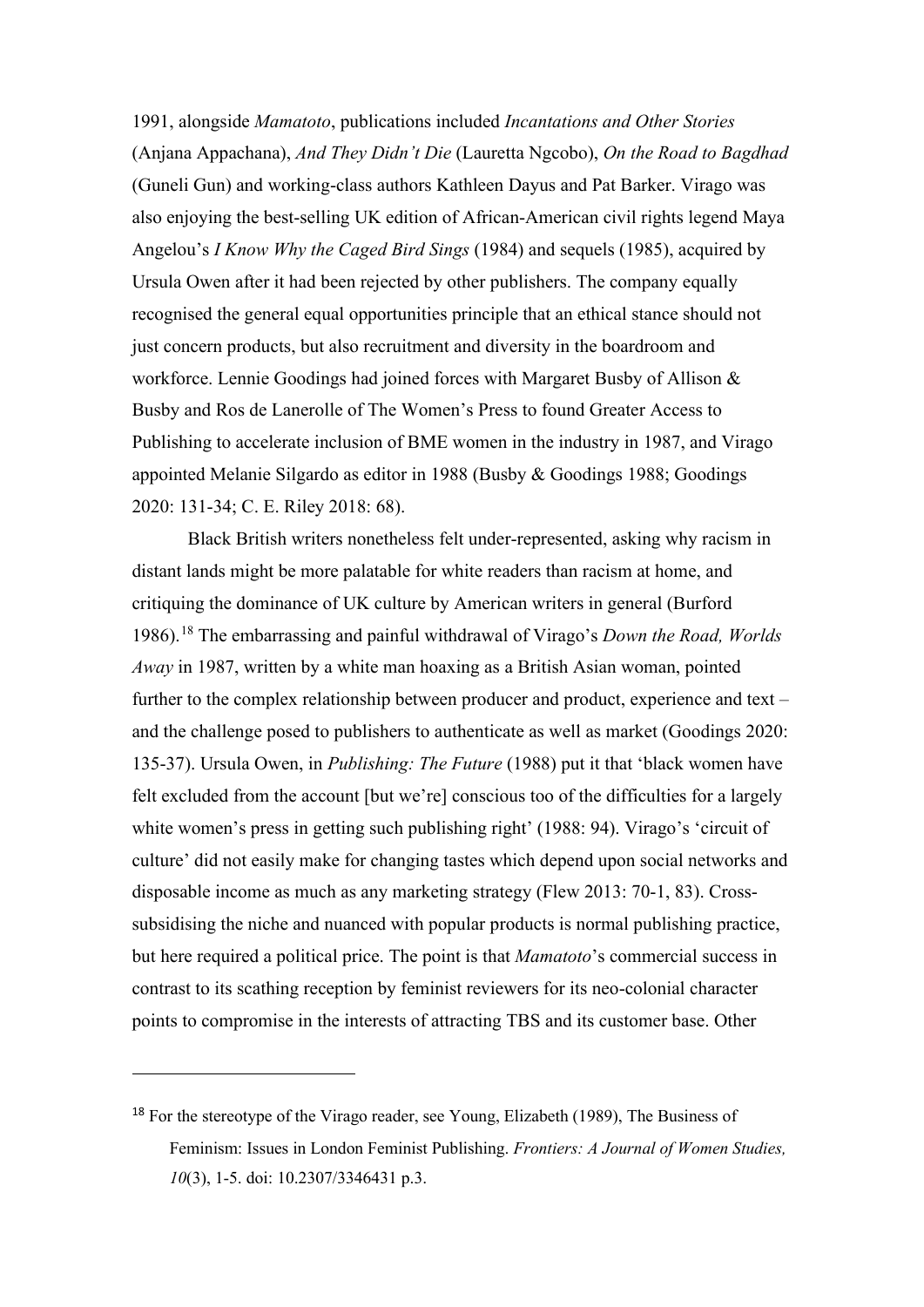1991, alongside *Mamatoto*, publications included *Incantations and Other Stories* (Anjana Appachana), *And They Didn't Die* (Lauretta Ngcobo), *On the Road to Bagdhad* (Guneli Gun) and working-class authors Kathleen Dayus and Pat Barker. Virago was also enjoying the best-selling UK edition of African-American civil rights legend Maya Angelou's *I Know Why the Caged Bird Sings* (1984) and sequels (1985), acquired by Ursula Owen after it had been rejected by other publishers. The company equally recognised the general equal opportunities principle that an ethical stance should not just concern products, but also recruitment and diversity in the boardroom and workforce. Lennie Goodings had joined forces with Margaret Busby of Allison & Busby and Ros de Lanerolle of The Women's Press to found Greater Access to Publishing to accelerate inclusion of BME women in the industry in 1987, and Virago appointed Melanie Silgardo as editor in 1988 (Busby & Goodings 1988; Goodings 2020: 131-34; C. E. Riley 2018: 68).

Black British writers nonetheless felt under-represented, asking why racism in distant lands might be more palatable for white readers than racism at home, and critiquing the dominance of UK culture by American writers in general (Burford 1986).[18] The embarrassing and painful withdrawal of Virago's *Down the Road, Worlds Away* in 1987, written by a white man hoaxing as a British Asian woman, pointed further to the complex relationship between producer and product, experience and text – and the challenge posed to publishers to authenticate as well as market (Goodings 2020: 135-37). Ursula Owen, in *Publishing: The Future* (1988) put it that 'black women have felt excluded from the account [but we're] conscious too of the difficulties for a largely white women's press in getting such publishing right' (1988: 94). Virago's 'circuit of culture' did not easily make for changing tastes which depend upon social networks and disposable income as much as any marketing strategy (Flew 2013: 70-1, 83). Cross-subsidising the niche and nuanced with popular products is normal publishing practice, but here required a political price. The point is that *Mamatoto*'s commercial success in contrast to its scathing reception by feminist reviewers for its neo-colonial character points to compromise in the interests of attracting TBS and its customer base. Other

[18] For the stereotype of the Virago reader, see Young, Elizabeth (1989), The Business of Feminism: Issues in London Feminist Publishing. *Frontiers: A Journal of Women Studies, 10*(3), 1-5. doi: 10.2307/3346431 p.3.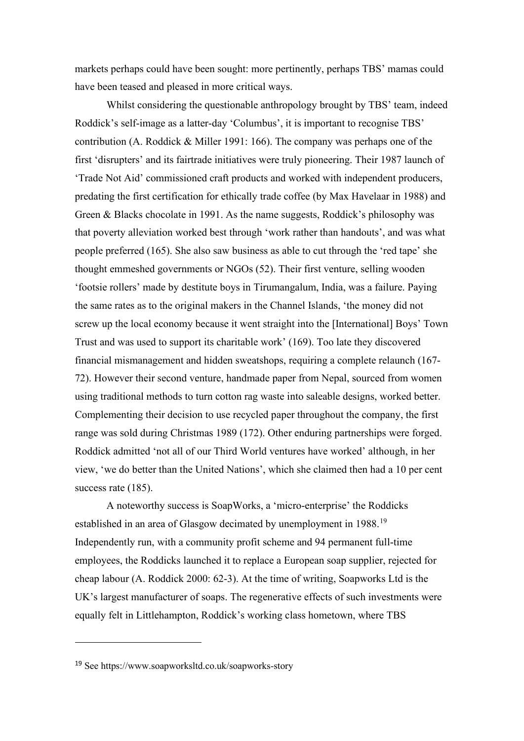markets perhaps could have been sought: more pertinently, perhaps TBS' mamas could have been teased and pleased in more critical ways.

Whilst considering the questionable anthropology brought by TBS' team, indeed Roddick's self-image as a latter-day 'Columbus', it is important to recognise TBS' contribution (A. Roddick & Miller 1991: 166). The company was perhaps one of the first 'disrupters' and its fairtrade initiatives were truly pioneering. Their 1987 launch of 'Trade Not Aid' commissioned craft products and worked with independent producers, predating the first certification for ethically trade coffee (by Max Havelaar in 1988) and Green & Blacks chocolate in 1991. As the name suggests, Roddick's philosophy was that poverty alleviation worked best through 'work rather than handouts', and was what people preferred (165). She also saw business as able to cut through the 'red tape' she thought emmeshed governments or NGOs (52). Their first venture, selling wooden 'footsie rollers' made by destitute boys in Tirumangalum, India, was a failure. Paying the same rates as to the original makers in the Channel Islands, 'the money did not screw up the local economy because it went straight into the [International] Boys' Town Trust and was used to support its charitable work' (169). Too late they discovered financial mismanagement and hidden sweatshops, requiring a complete relaunch (167-72). However their second venture, handmade paper from Nepal, sourced from women using traditional methods to turn cotton rag waste into saleable designs, worked better. Complementing their decision to use recycled paper throughout the company, the first range was sold during Christmas 1989 (172). Other enduring partnerships were forged. Roddick admitted 'not all of our Third World ventures have worked' although, in her view, 'we do better than the United Nations', which she claimed then had a 10 per cent success rate (185).

A noteworthy success is SoapWorks, a 'micro-enterprise' the Roddicks established in an area of Glasgow decimated by unemployment in 1988.[19] Independently run, with a community profit scheme and 94 permanent full-time employees, the Roddicks launched it to replace a European soap supplier, rejected for cheap labour (A. Roddick 2000: 62-3). At the time of writing, Soapworks Ltd is the UK's largest manufacturer of soaps. The regenerative effects of such investments were equally felt in Littlehampton, Roddick's working class hometown, where TBS

---

[19] See https://www.soapworksltd.co.uk/soapworks-story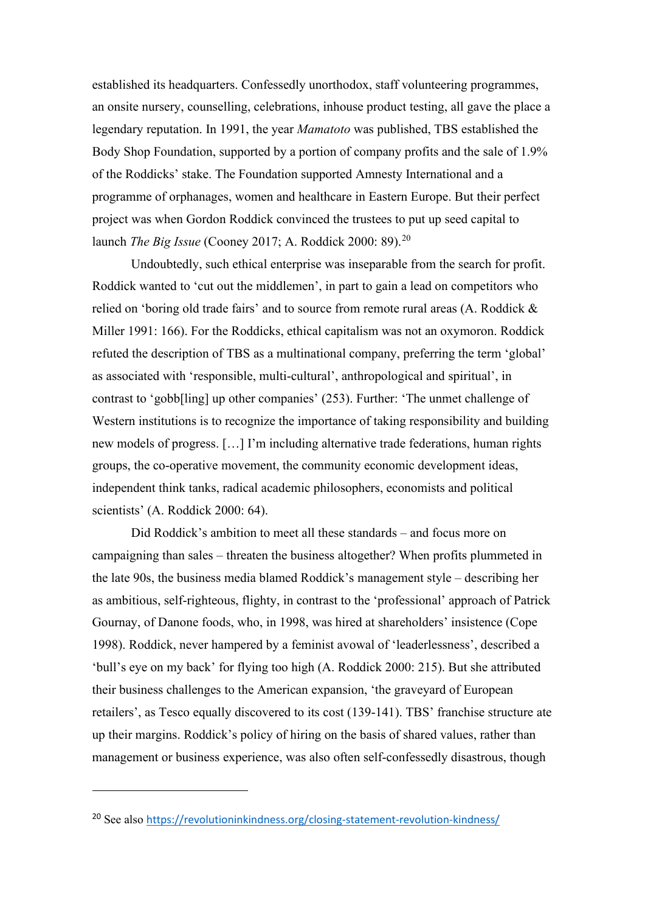established its headquarters. Confessedly unorthodox, staff volunteering programmes, an onsite nursery, counselling, celebrations, inhouse product testing, all gave the place a legendary reputation. In 1991, the year *Mamatoto* was published, TBS established the Body Shop Foundation, supported by a portion of company profits and the sale of 1.9% of the Roddicks' stake. The Foundation supported Amnesty International and a programme of orphanages, women and healthcare in Eastern Europe. But their perfect project was when Gordon Roddick convinced the trustees to put up seed capital to launch *The Big Issue* (Cooney 2017; A. Roddick 2000: 89).[20]

Undoubtedly, such ethical enterprise was inseparable from the search for profit. Roddick wanted to 'cut out the middlemen', in part to gain a lead on competitors who relied on 'boring old trade fairs' and to source from remote rural areas (A. Roddick & Miller 1991: 166). For the Roddicks, ethical capitalism was not an oxymoron. Roddick refuted the description of TBS as a multinational company, preferring the term 'global' as associated with 'responsible, multi-cultural', anthropological and spiritual', in contrast to 'gobb[ling] up other companies' (253). Further: 'The unmet challenge of Western institutions is to recognize the importance of taking responsibility and building new models of progress. […] I'm including alternative trade federations, human rights groups, the co-operative movement, the community economic development ideas, independent think tanks, radical academic philosophers, economists and political scientists' (A. Roddick 2000: 64).

Did Roddick's ambition to meet all these standards – and focus more on campaigning than sales – threaten the business altogether? When profits plummeted in the late 90s, the business media blamed Roddick's management style – describing her as ambitious, self-righteous, flighty, in contrast to the 'professional' approach of Patrick Gournay, of Danone foods, who, in 1998, was hired at shareholders' insistence (Cope 1998). Roddick, never hampered by a feminist avowal of 'leaderlessness', described a 'bull's eye on my back' for flying too high (A. Roddick 2000: 215). But she attributed their business challenges to the American expansion, 'the graveyard of European retailers', as Tesco equally discovered to its cost (139-141). TBS' franchise structure ate up their margins. Roddick's policy of hiring on the basis of shared values, rather than management or business experience, was also often self-confessedly disastrous, though

---

[20] See also https://revolutioninkindness.org/closing-statement-revolution-kindness/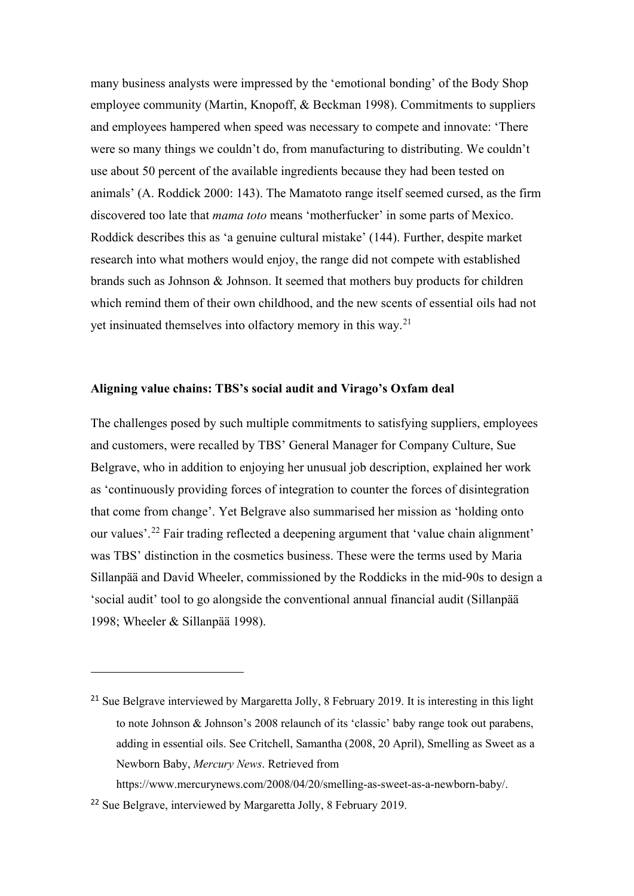many business analysts were impressed by the 'emotional bonding' of the Body Shop employee community (Martin, Knopoff, & Beckman 1998). Commitments to suppliers and employees hampered when speed was necessary to compete and innovate: 'There were so many things we couldn't do, from manufacturing to distributing. We couldn't use about 50 percent of the available ingredients because they had been tested on animals' (A. Roddick 2000: 143). The Mamatoto range itself seemed cursed, as the firm discovered too late that *mama toto* means 'motherfucker' in some parts of Mexico. Roddick describes this as 'a genuine cultural mistake' (144). Further, despite market research into what mothers would enjoy, the range did not compete with established brands such as Johnson & Johnson. It seemed that mothers buy products for children which remind them of their own childhood, and the new scents of essential oils had not yet insinuated themselves into olfactory memory in this way.[21]

## Aligning value chains: TBS's social audit and Virago's Oxfam deal

The challenges posed by such multiple commitments to satisfying suppliers, employees and customers, were recalled by TBS' General Manager for Company Culture, Sue Belgrave, who in addition to enjoying her unusual job description, explained her work as 'continuously providing forces of integration to counter the forces of disintegration that come from change'. Yet Belgrave also summarised her mission as 'holding onto our values'.[22] Fair trading reflected a deepening argument that 'value chain alignment' was TBS' distinction in the cosmetics business. These were the terms used by Maria Sillanpää and David Wheeler, commissioned by the Roddicks in the mid-90s to design a 'social audit' tool to go alongside the conventional annual financial audit (Sillanpää 1998; Wheeler & Sillanpää 1998).

---

[21] Sue Belgrave interviewed by Margaretta Jolly, 8 February 2019. It is interesting in this light to note Johnson & Johnson's 2008 relaunch of its 'classic' baby range took out parabens, adding in essential oils. See Critchell, Samantha (2008, 20 April), Smelling as Sweet as a Newborn Baby, *Mercury News*. Retrieved from https://www.mercurynews.com/2008/04/20/smelling-as-sweet-as-a-newborn-baby/.

[22] Sue Belgrave, interviewed by Margaretta Jolly, 8 February 2019.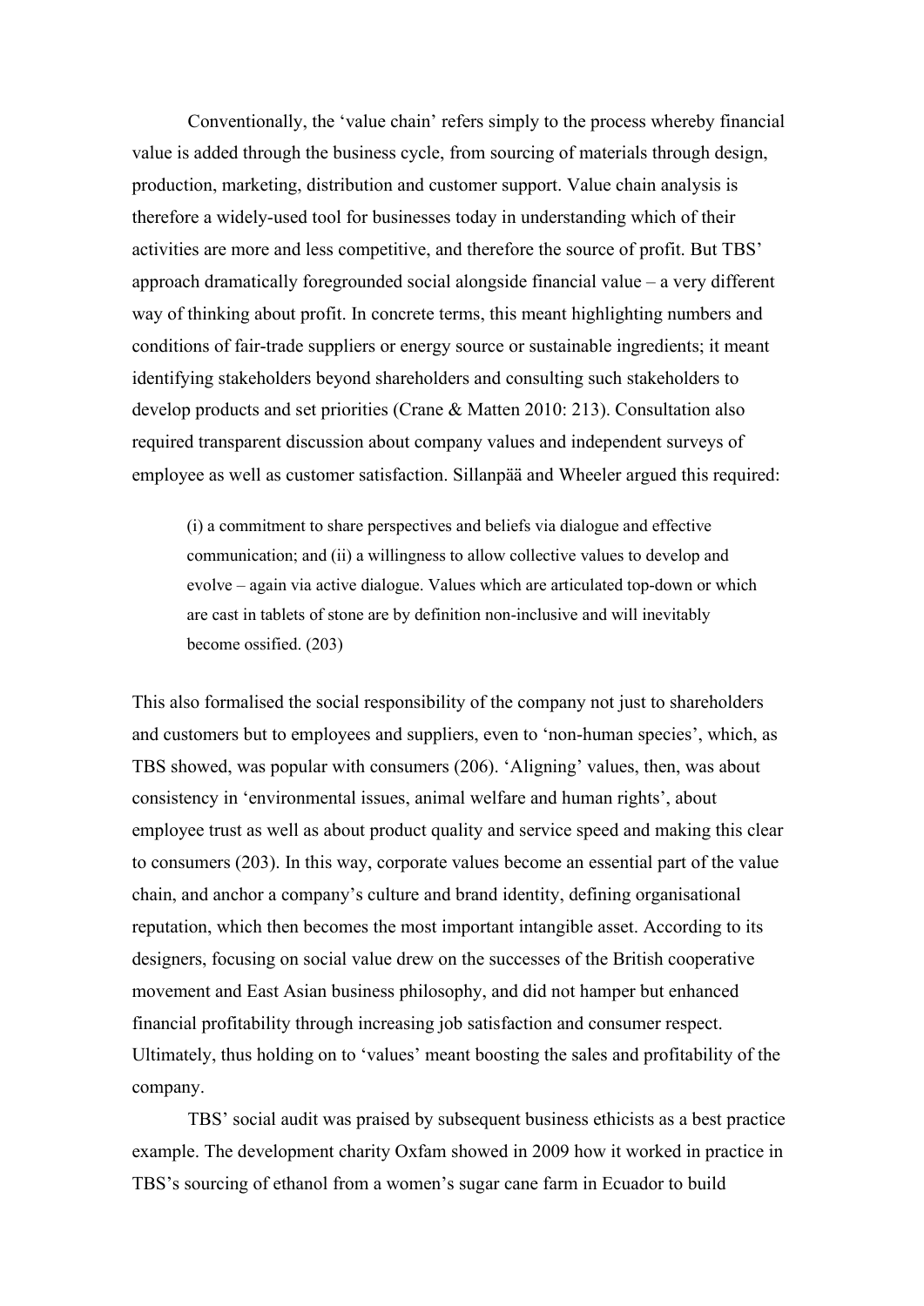Conventionally, the 'value chain' refers simply to the process whereby financial value is added through the business cycle, from sourcing of materials through design, production, marketing, distribution and customer support. Value chain analysis is therefore a widely-used tool for businesses today in understanding which of their activities are more and less competitive, and therefore the source of profit. But TBS' approach dramatically foregrounded social alongside financial value – a very different way of thinking about profit. In concrete terms, this meant highlighting numbers and conditions of fair-trade suppliers or energy source or sustainable ingredients; it meant identifying stakeholders beyond shareholders and consulting such stakeholders to develop products and set priorities (Crane & Matten 2010: 213). Consultation also required transparent discussion about company values and independent surveys of employee as well as customer satisfaction. Sillanpää and Wheeler argued this required:

> (i) a commitment to share perspectives and beliefs via dialogue and effective communication; and (ii) a willingness to allow collective values to develop and evolve – again via active dialogue. Values which are articulated top-down or which are cast in tablets of stone are by definition non-inclusive and will inevitably become ossified. (203)

This also formalised the social responsibility of the company not just to shareholders and customers but to employees and suppliers, even to 'non-human species', which, as TBS showed, was popular with consumers (206). 'Aligning' values, then, was about consistency in 'environmental issues, animal welfare and human rights', about employee trust as well as about product quality and service speed and making this clear to consumers (203). In this way, corporate values become an essential part of the value chain, and anchor a company's culture and brand identity, defining organisational reputation, which then becomes the most important intangible asset. According to its designers, focusing on social value drew on the successes of the British cooperative movement and East Asian business philosophy, and did not hamper but enhanced financial profitability through increasing job satisfaction and consumer respect. Ultimately, thus holding on to 'values' meant boosting the sales and profitability of the company.

TBS' social audit was praised by subsequent business ethicists as a best practice example. The development charity Oxfam showed in 2009 how it worked in practice in TBS's sourcing of ethanol from a women's sugar cane farm in Ecuador to build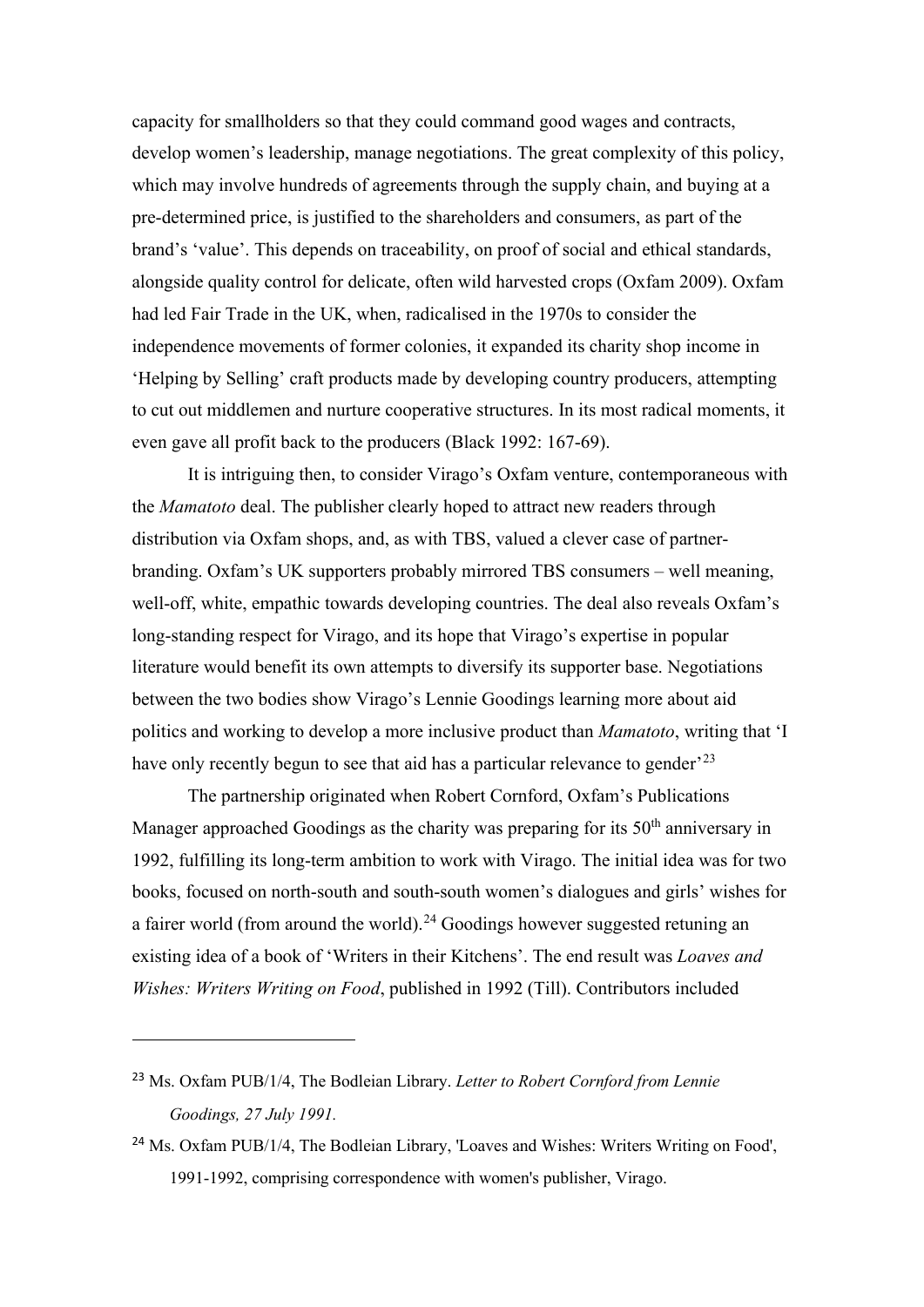capacity for smallholders so that they could command good wages and contracts, develop women's leadership, manage negotiations. The great complexity of this policy, which may involve hundreds of agreements through the supply chain, and buying at a pre-determined price, is justified to the shareholders and consumers, as part of the brand's 'value'. This depends on traceability, on proof of social and ethical standards, alongside quality control for delicate, often wild harvested crops (Oxfam 2009). Oxfam had led Fair Trade in the UK, when, radicalised in the 1970s to consider the independence movements of former colonies, it expanded its charity shop income in 'Helping by Selling' craft products made by developing country producers, attempting to cut out middlemen and nurture cooperative structures. In its most radical moments, it even gave all profit back to the producers (Black 1992: 167-69).

It is intriguing then, to consider Virago's Oxfam venture, contemporaneous with the *Mamatoto* deal. The publisher clearly hoped to attract new readers through distribution via Oxfam shops, and, as with TBS, valued a clever case of partner-branding. Oxfam's UK supporters probably mirrored TBS consumers – well meaning, well-off, white, empathic towards developing countries. The deal also reveals Oxfam's long-standing respect for Virago, and its hope that Virago's expertise in popular literature would benefit its own attempts to diversify its supporter base. Negotiations between the two bodies show Virago's Lennie Goodings learning more about aid politics and working to develop a more inclusive product than *Mamatoto*, writing that 'I have only recently begun to see that aid has a particular relevance to gender'[23]

The partnership originated when Robert Cornford, Oxfam's Publications Manager approached Goodings as the charity was preparing for its 50th anniversary in 1992, fulfilling its long-term ambition to work with Virago. The initial idea was for two books, focused on north-south and south-south women's dialogues and girls' wishes for a fairer world (from around the world).[24] Goodings however suggested retuning an existing idea of a book of 'Writers in their Kitchens'. The end result was *Loaves and Wishes: Writers Writing on Food*, published in 1992 (Till). Contributors included

---

[23] Ms. Oxfam PUB/1/4, The Bodleian Library. *Letter to Robert Cornford from Lennie Goodings, 27 July 1991.*

[24] Ms. Oxfam PUB/1/4, The Bodleian Library, 'Loaves and Wishes: Writers Writing on Food', 1991-1992, comprising correspondence with women's publisher, Virago.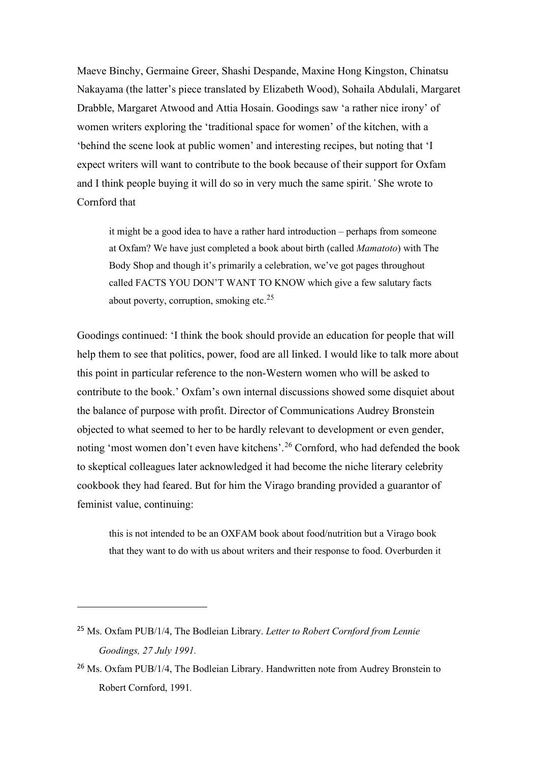Maeve Binchy, Germaine Greer, Shashi Despande, Maxine Hong Kingston, Chinatsu Nakayama (the latter's piece translated by Elizabeth Wood), Sohaila Abdulali, Margaret Drabble, Margaret Atwood and Attia Hosain. Goodings saw 'a rather nice irony' of women writers exploring the 'traditional space for women' of the kitchen, with a 'behind the scene look at public women' and interesting recipes, but noting that 'I expect writers will want to contribute to the book because of their support for Oxfam and I think people buying it will do so in very much the same spirit.' She wrote to Cornford that

> it might be a good idea to have a rather hard introduction – perhaps from someone at Oxfam? We have just completed a book about birth (called *Mamatoto*) with The Body Shop and though it's primarily a celebration, we've got pages throughout called FACTS YOU DON'T WANT TO KNOW which give a few salutary facts about poverty, corruption, smoking etc.[25]

Goodings continued: 'I think the book should provide an education for people that will help them to see that politics, power, food are all linked. I would like to talk more about this point in particular reference to the non-Western women who will be asked to contribute to the book.' Oxfam's own internal discussions showed some disquiet about the balance of purpose with profit. Director of Communications Audrey Bronstein objected to what seemed to her to be hardly relevant to development or even gender, noting 'most women don't even have kitchens'.[26] Cornford, who had defended the book to skeptical colleagues later acknowledged it had become the niche literary celebrity cookbook they had feared. But for him the Virago branding provided a guarantor of feminist value, continuing:

> this is not intended to be an OXFAM book about food/nutrition but a Virago book that they want to do with us about writers and their response to food. Overburden it

---

[25] Ms. Oxfam PUB/1/4, The Bodleian Library. *Letter to Robert Cornford from Lennie Goodings, 27 July 1991.*

[26] Ms. Oxfam PUB/1/4, The Bodleian Library. Handwritten note from Audrey Bronstein to Robert Cornford, 1991.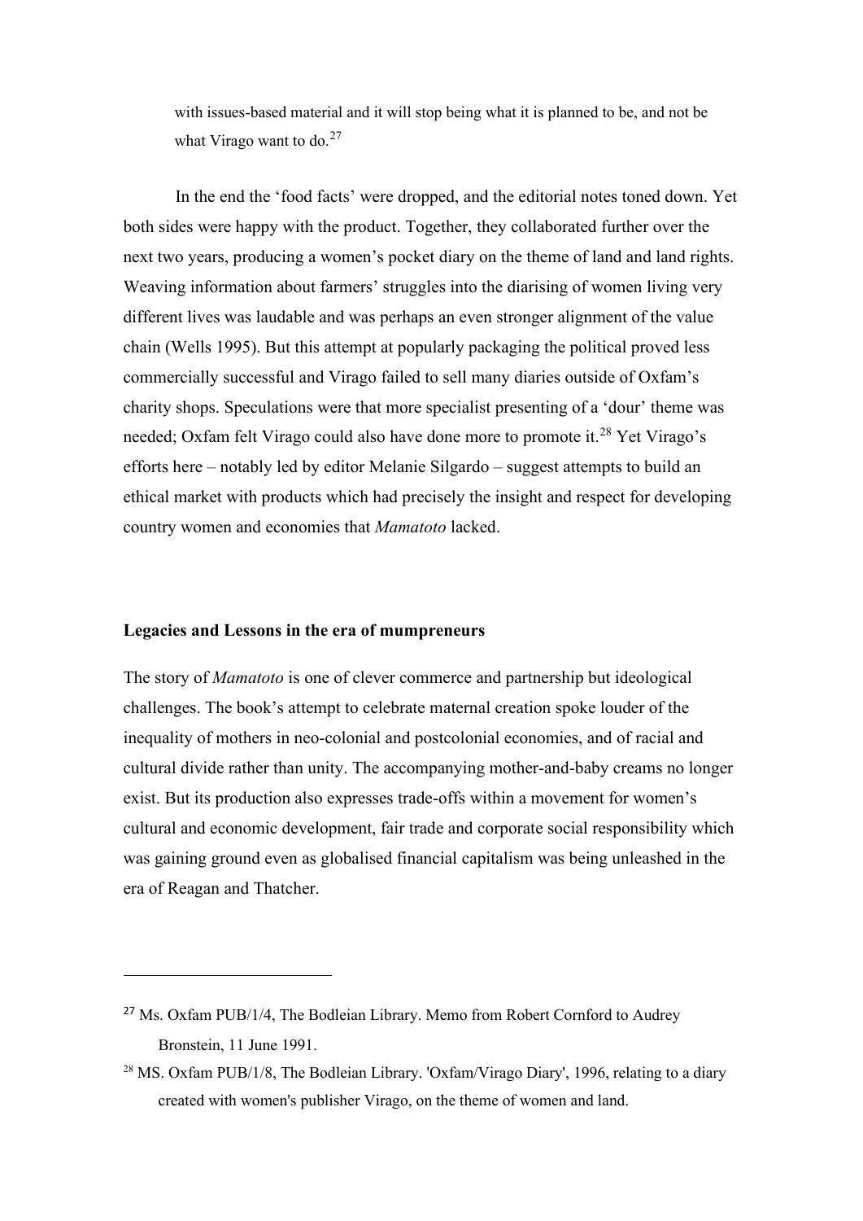> with issues-based material and it will stop being what it is planned to be, and not be what Virago want to do.[27]

In the end the 'food facts' were dropped, and the editorial notes toned down. Yet both sides were happy with the product. Together, they collaborated further over the next two years, producing a women's pocket diary on the theme of land and land rights. Weaving information about farmers' struggles into the diarising of women living very different lives was laudable and was perhaps an even stronger alignment of the value chain (Wells 1995). But this attempt at popularly packaging the political proved less commercially successful and Virago failed to sell many diaries outside of Oxfam's charity shops. Speculations were that more specialist presenting of a 'dour' theme was needed; Oxfam felt Virago could also have done more to promote it.[28] Yet Virago's efforts here – notably led by editor Melanie Silgardo – suggest attempts to build an ethical market with products which had precisely the insight and respect for developing country women and economies that *Mamatoto* lacked.

## Legacies and Lessons in the era of mumpreneurs

The story of *Mamatoto* is one of clever commerce and partnership but ideological challenges. The book's attempt to celebrate maternal creation spoke louder of the inequality of mothers in neo-colonial and postcolonial economies, and of racial and cultural divide rather than unity. The accompanying mother-and-baby creams no longer exist. But its production also expresses trade-offs within a movement for women's cultural and economic development, fair trade and corporate social responsibility which was gaining ground even as globalised financial capitalism was being unleashed in the era of Reagan and Thatcher.

---

[27] Ms. Oxfam PUB/1/4, The Bodleian Library. Memo from Robert Cornford to Audrey Bronstein, 11 June 1991.

[28] MS. Oxfam PUB/1/8, The Bodleian Library. 'Oxfam/Virago Diary', 1996, relating to a diary created with women's publisher Virago, on the theme of women and land.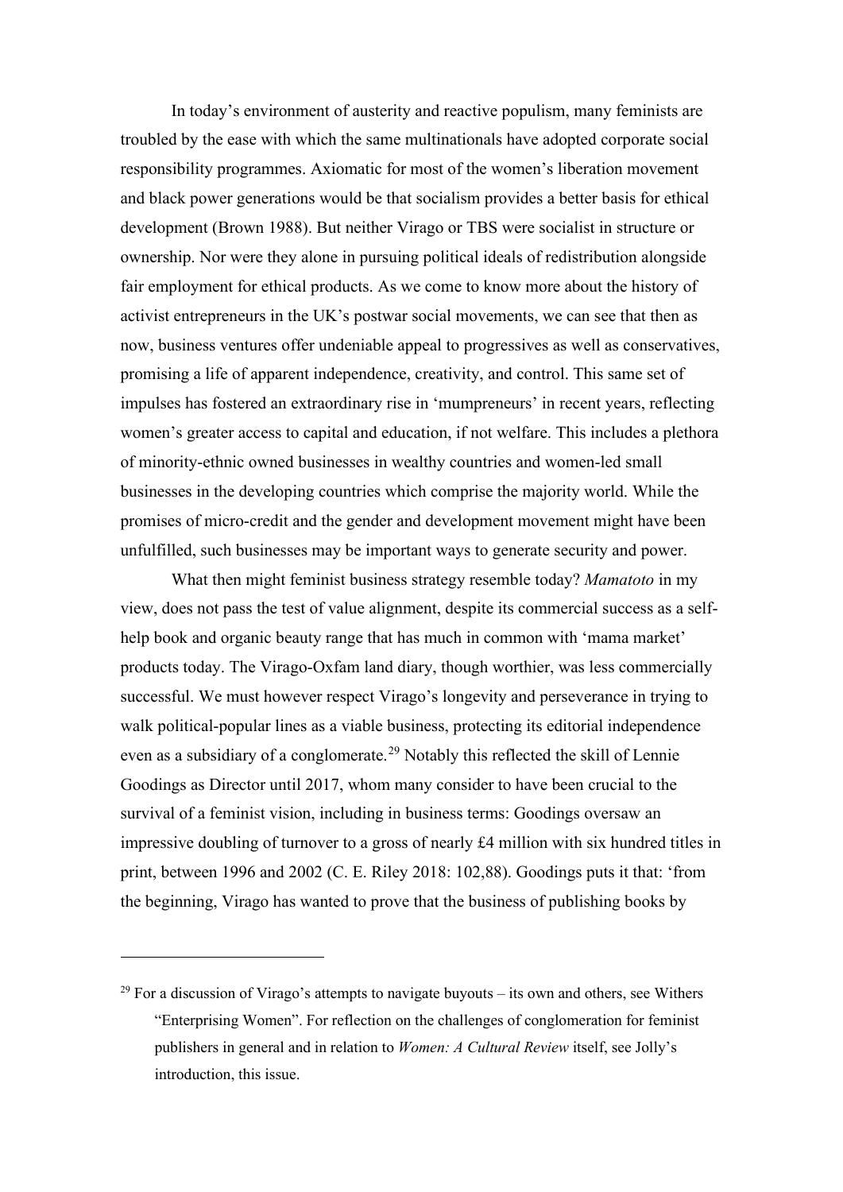In today's environment of austerity and reactive populism, many feminists are troubled by the ease with which the same multinationals have adopted corporate social responsibility programmes. Axiomatic for most of the women's liberation movement and black power generations would be that socialism provides a better basis for ethical development (Brown 1988). But neither Virago or TBS were socialist in structure or ownership. Nor were they alone in pursuing political ideals of redistribution alongside fair employment for ethical products. As we come to know more about the history of activist entrepreneurs in the UK's postwar social movements, we can see that then as now, business ventures offer undeniable appeal to progressives as well as conservatives, promising a life of apparent independence, creativity, and control. This same set of impulses has fostered an extraordinary rise in 'mumpreneurs' in recent years, reflecting women's greater access to capital and education, if not welfare. This includes a plethora of minority-ethnic owned businesses in wealthy countries and women-led small businesses in the developing countries which comprise the majority world. While the promises of micro-credit and the gender and development movement might have been unfulfilled, such businesses may be important ways to generate security and power.

What then might feminist business strategy resemble today? *Mamatoto* in my view, does not pass the test of value alignment, despite its commercial success as a self-help book and organic beauty range that has much in common with 'mama market' products today. The Virago-Oxfam land diary, though worthier, was less commercially successful. We must however respect Virago's longevity and perseverance in trying to walk political-popular lines as a viable business, protecting its editorial independence even as a subsidiary of a conglomerate.[29] Notably this reflected the skill of Lennie Goodings as Director until 2017, whom many consider to have been crucial to the survival of a feminist vision, including in business terms: Goodings oversaw an impressive doubling of turnover to a gross of nearly £4 million with six hundred titles in print, between 1996 and 2002 (C. E. Riley 2018: 102,88). Goodings puts it that: 'from the beginning, Virago has wanted to prove that the business of publishing books by

---

[29] For a discussion of Virago's attempts to navigate buyouts – its own and others, see Withers "Enterprising Women". For reflection on the challenges of conglomeration for feminist publishers in general and in relation to *Women: A Cultural Review* itself, see Jolly's introduction, this issue.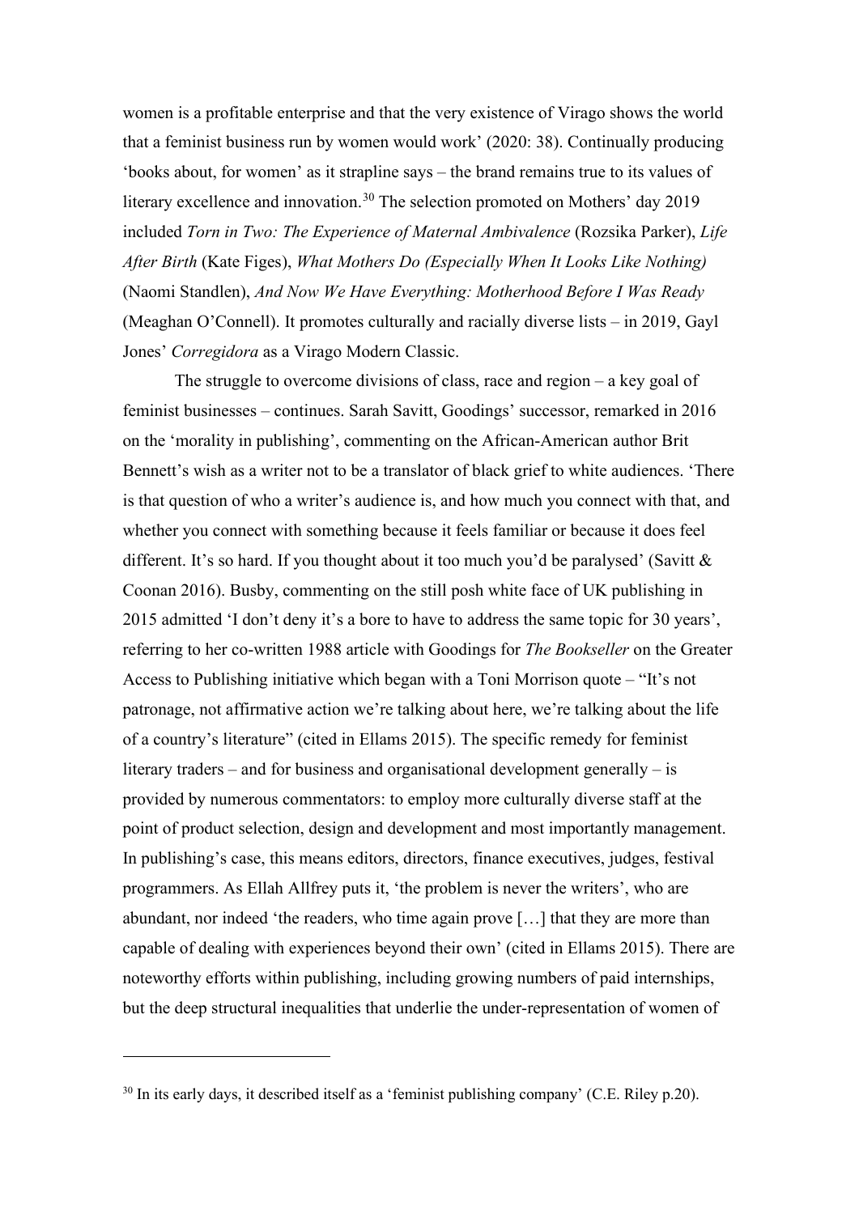women is a profitable enterprise and that the very existence of Virago shows the world that a feminist business run by women would work' (2020: 38). Continually producing 'books about, for women' as it strapline says – the brand remains true to its values of literary excellence and innovation.[30] The selection promoted on Mothers' day 2019 included *Torn in Two: The Experience of Maternal Ambivalence* (Rozsika Parker), *Life After Birth* (Kate Figes), *What Mothers Do (Especially When It Looks Like Nothing)* (Naomi Standlen), *And Now We Have Everything: Motherhood Before I Was Ready* (Meaghan O'Connell). It promotes culturally and racially diverse lists – in 2019, Gayl Jones' *Corregidora* as a Virago Modern Classic.

The struggle to overcome divisions of class, race and region – a key goal of feminist businesses – continues. Sarah Savitt, Goodings' successor, remarked in 2016 on the 'morality in publishing', commenting on the African-American author Brit Bennett's wish as a writer not to be a translator of black grief to white audiences. 'There is that question of who a writer's audience is, and how much you connect with that, and whether you connect with something because it feels familiar or because it does feel different. It's so hard. If you thought about it too much you'd be paralysed' (Savitt & Coonan 2016). Busby, commenting on the still posh white face of UK publishing in 2015 admitted 'I don't deny it's a bore to have to address the same topic for 30 years', referring to her co-written 1988 article with Goodings for *The Bookseller* on the Greater Access to Publishing initiative which began with a Toni Morrison quote – "It's not patronage, not affirmative action we're talking about here, we're talking about the life of a country's literature" (cited in Ellams 2015). The specific remedy for feminist literary traders – and for business and organisational development generally – is provided by numerous commentators: to employ more culturally diverse staff at the point of product selection, design and development and most importantly management. In publishing's case, this means editors, directors, finance executives, judges, festival programmers. As Ellah Allfrey puts it, 'the problem is never the writers', who are abundant, nor indeed 'the readers, who time again prove […] that they are more than capable of dealing with experiences beyond their own' (cited in Ellams 2015). There are noteworthy efforts within publishing, including growing numbers of paid internships, but the deep structural inequalities that underlie the under-representation of women of

---

[30] In its early days, it described itself as a 'feminist publishing company' (C.E. Riley p.20).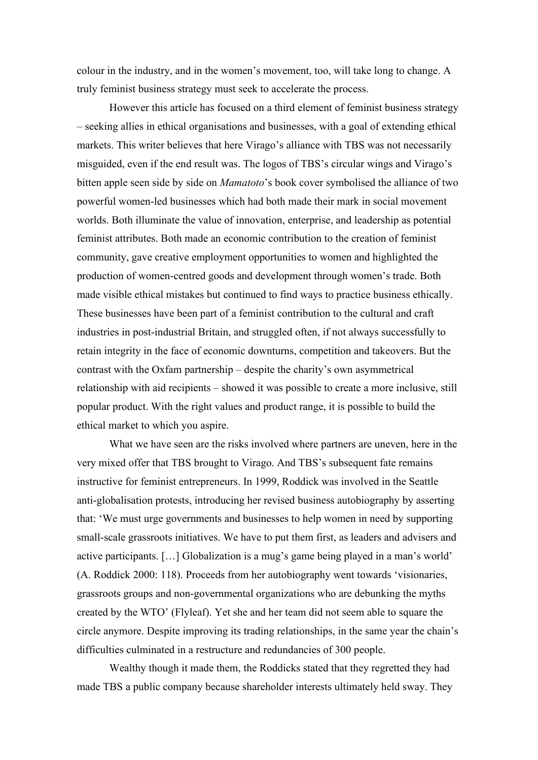colour in the industry, and in the women's movement, too, will take long to change. A truly feminist business strategy must seek to accelerate the process.

However this article has focused on a third element of feminist business strategy – seeking allies in ethical organisations and businesses, with a goal of extending ethical markets. This writer believes that here Virago's alliance with TBS was not necessarily misguided, even if the end result was. The logos of TBS's circular wings and Virago's bitten apple seen side by side on *Mamatoto*'s book cover symbolised the alliance of two powerful women-led businesses which had both made their mark in social movement worlds. Both illuminate the value of innovation, enterprise, and leadership as potential feminist attributes. Both made an economic contribution to the creation of feminist community, gave creative employment opportunities to women and highlighted the production of women-centred goods and development through women's trade. Both made visible ethical mistakes but continued to find ways to practice business ethically. These businesses have been part of a feminist contribution to the cultural and craft industries in post-industrial Britain, and struggled often, if not always successfully to retain integrity in the face of economic downturns, competition and takeovers. But the contrast with the Oxfam partnership – despite the charity's own asymmetrical relationship with aid recipients – showed it was possible to create a more inclusive, still popular product. With the right values and product range, it is possible to build the ethical market to which you aspire.

What we have seen are the risks involved where partners are uneven, here in the very mixed offer that TBS brought to Virago. And TBS's subsequent fate remains instructive for feminist entrepreneurs. In 1999, Roddick was involved in the Seattle anti-globalisation protests, introducing her revised business autobiography by asserting that: 'We must urge governments and businesses to help women in need by supporting small-scale grassroots initiatives. We have to put them first, as leaders and advisers and active participants. […] Globalization is a mug's game being played in a man's world' (A. Roddick 2000: 118). Proceeds from her autobiography went towards 'visionaries, grassroots groups and non-governmental organizations who are debunking the myths created by the WTO' (Flyleaf). Yet she and her team did not seem able to square the circle anymore. Despite improving its trading relationships, in the same year the chain's difficulties culminated in a restructure and redundancies of 300 people.

Wealthy though it made them, the Roddicks stated that they regretted they had made TBS a public company because shareholder interests ultimately held sway. They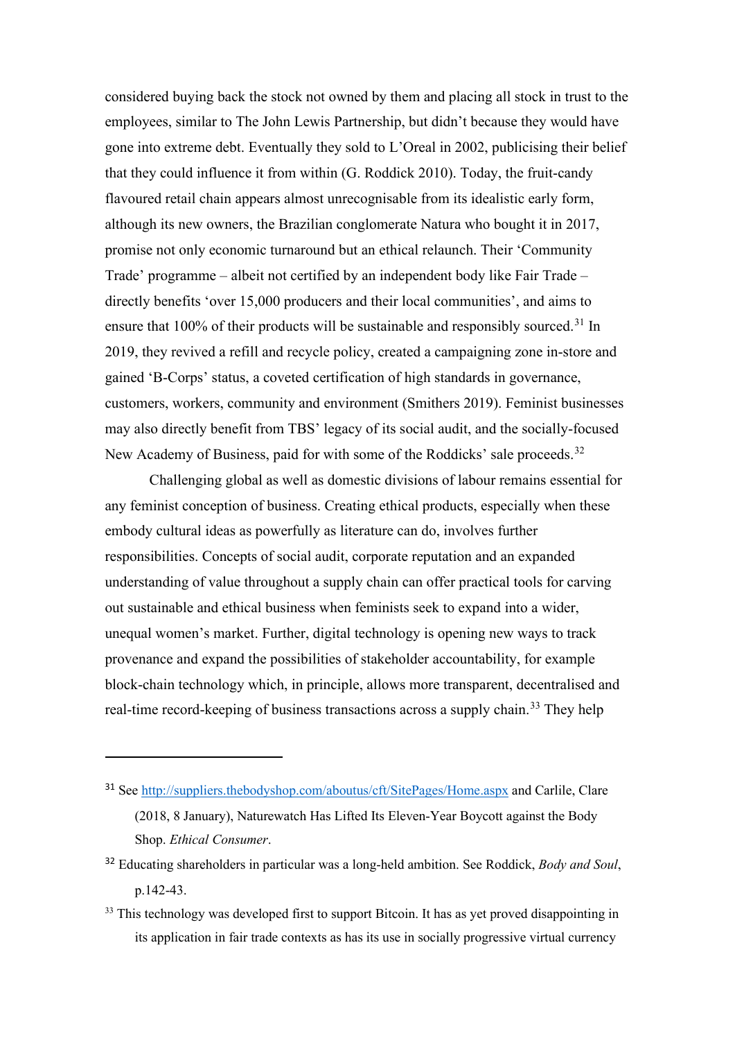considered buying back the stock not owned by them and placing all stock in trust to the employees, similar to The John Lewis Partnership, but didn't because they would have gone into extreme debt. Eventually they sold to L'Oreal in 2002, publicising their belief that they could influence it from within (G. Roddick 2010). Today, the fruit-candy flavoured retail chain appears almost unrecognisable from its idealistic early form, although its new owners, the Brazilian conglomerate Natura who bought it in 2017, promise not only economic turnaround but an ethical relaunch. Their 'Community Trade' programme – albeit not certified by an independent body like Fair Trade – directly benefits 'over 15,000 producers and their local communities', and aims to ensure that 100% of their products will be sustainable and responsibly sourced.[31] In 2019, they revived a refill and recycle policy, created a campaigning zone in-store and gained 'B-Corps' status, a coveted certification of high standards in governance, customers, workers, community and environment (Smithers 2019). Feminist businesses may also directly benefit from TBS' legacy of its social audit, and the socially-focused New Academy of Business, paid for with some of the Roddicks' sale proceeds.[32]

Challenging global as well as domestic divisions of labour remains essential for any feminist conception of business. Creating ethical products, especially when these embody cultural ideas as powerfully as literature can do, involves further responsibilities. Concepts of social audit, corporate reputation and an expanded understanding of value throughout a supply chain can offer practical tools for carving out sustainable and ethical business when feminists seek to expand into a wider, unequal women's market. Further, digital technology is opening new ways to track provenance and expand the possibilities of stakeholder accountability, for example block-chain technology which, in principle, allows more transparent, decentralised and real-time record-keeping of business transactions across a supply chain.[33] They help

---

[31] See http://suppliers.thebodyshop.com/aboutus/cft/SitePages/Home.aspx and Carlile, Clare (2018, 8 January), Naturewatch Has Lifted Its Eleven-Year Boycott against the Body Shop. *Ethical Consumer*.

[32] Educating shareholders in particular was a long-held ambition. See Roddick, *Body and Soul*, p.142-43.

[33] This technology was developed first to support Bitcoin. It has as yet proved disappointing in its application in fair trade contexts as has its use in socially progressive virtual currency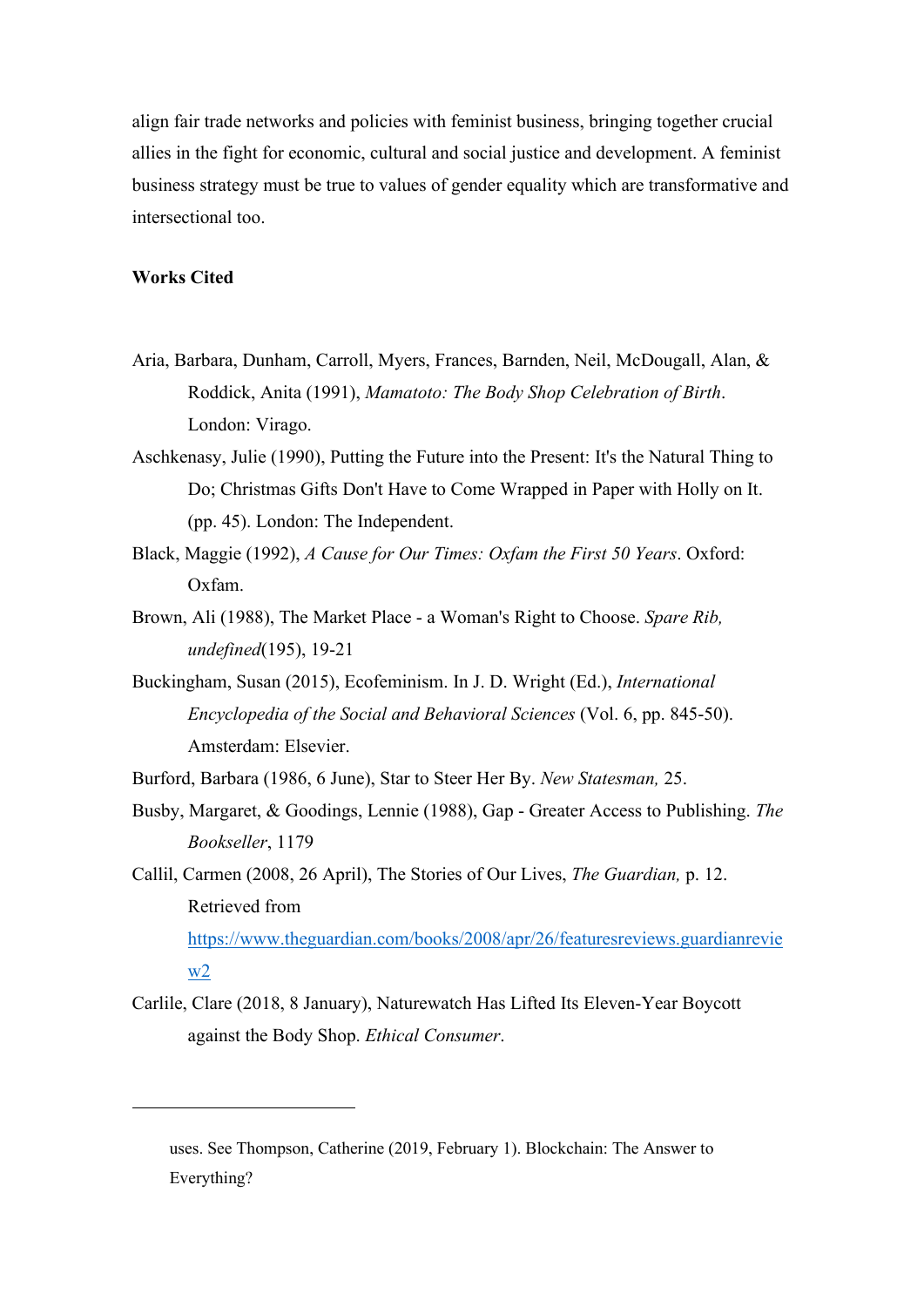align fair trade networks and policies with feminist business, bringing together crucial allies in the fight for economic, cultural and social justice and development. A feminist business strategy must be true to values of gender equality which are transformative and intersectional too.

**Works Cited**

Aria, Barbara, Dunham, Carroll, Myers, Frances, Barnden, Neil, McDougall, Alan, & Roddick, Anita (1991), *Mamatoto: The Body Shop Celebration of Birth*. London: Virago.

Aschkenasy, Julie (1990), Putting the Future into the Present: It's the Natural Thing to Do; Christmas Gifts Don't Have to Come Wrapped in Paper with Holly on It. (pp. 45). London: The Independent.

Black, Maggie (1992), *A Cause for Our Times: Oxfam the First 50 Years*. Oxford: Oxfam.

Brown, Ali (1988), The Market Place - a Woman's Right to Choose. *Spare Rib, undefined*(195), 19-21

Buckingham, Susan (2015), Ecofeminism. In J. D. Wright (Ed.), *International Encyclopedia of the Social and Behavioral Sciences* (Vol. 6, pp. 845-50). Amsterdam: Elsevier.

Burford, Barbara (1986, 6 June), Star to Steer Her By. *New Statesman,* 25.

Busby, Margaret, & Goodings, Lennie (1988), Gap - Greater Access to Publishing. *The Bookseller*, 1179

Callil, Carmen (2008, 26 April), The Stories of Our Lives, *The Guardian,* p. 12. Retrieved from https://www.theguardian.com/books/2008/apr/26/featuresreviews.guardianreview2

Carlile, Clare (2018, 8 January), Naturewatch Has Lifted Its Eleven-Year Boycott against the Body Shop. *Ethical Consumer*.

---

uses. See Thompson, Catherine (2019, February 1). Blockchain: The Answer to Everything?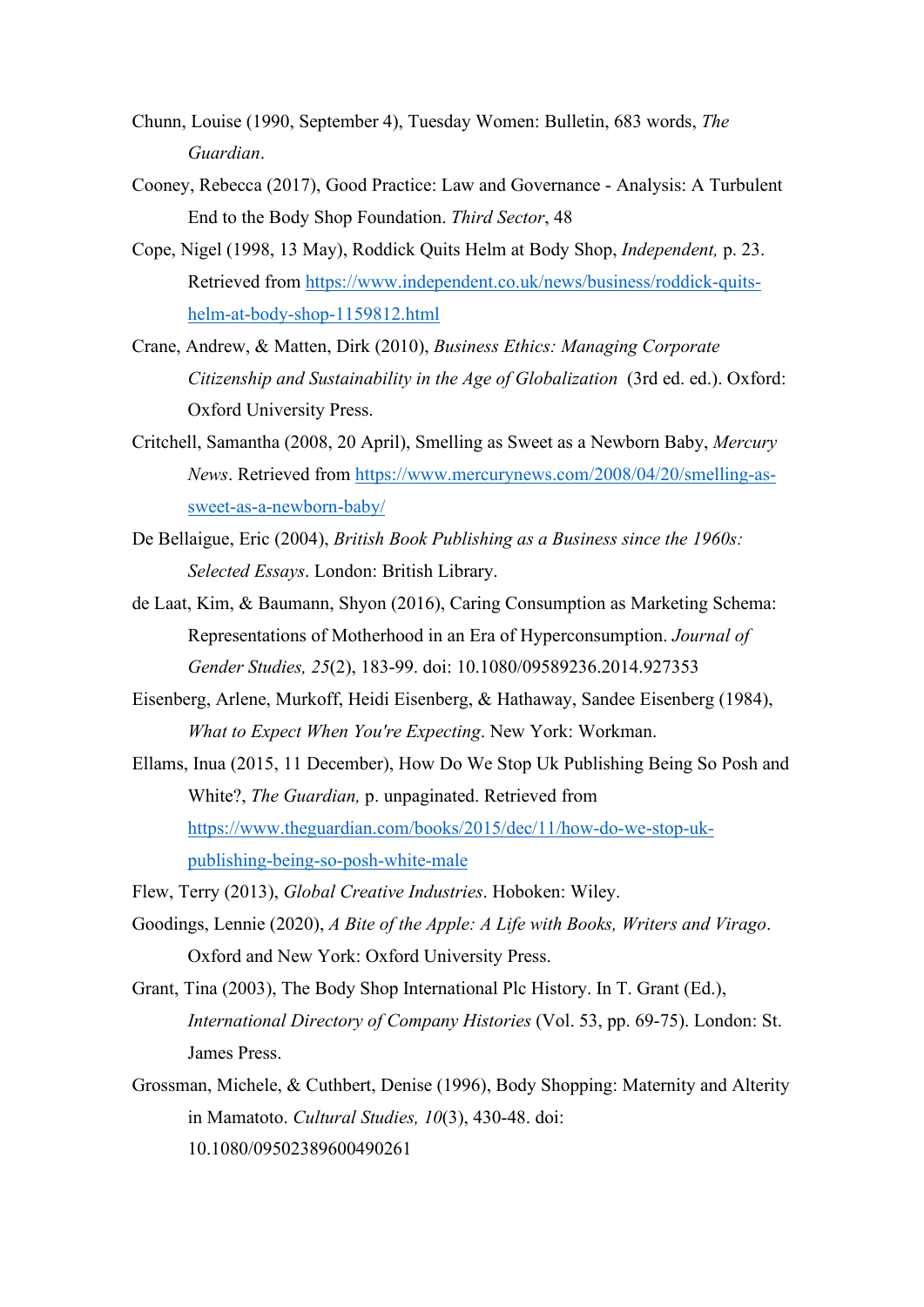Chunn, Louise (1990, September 4), Tuesday Women: Bulletin, 683 words, *The Guardian*.

Cooney, Rebecca (2017), Good Practice: Law and Governance - Analysis: A Turbulent End to the Body Shop Foundation. *Third Sector*, 48

Cope, Nigel (1998, 13 May), Roddick Quits Helm at Body Shop, *Independent,* p. 23. Retrieved from https://www.independent.co.uk/news/business/roddick-quits-helm-at-body-shop-1159812.html

Crane, Andrew, & Matten, Dirk (2010), *Business Ethics: Managing Corporate Citizenship and Sustainability in the Age of Globalization* (3rd ed. ed.). Oxford: Oxford University Press.

Critchell, Samantha (2008, 20 April), Smelling as Sweet as a Newborn Baby, *Mercury News*. Retrieved from https://www.mercurynews.com/2008/04/20/smelling-as-sweet-as-a-newborn-baby/

De Bellaigue, Eric (2004), *British Book Publishing as a Business since the 1960s: Selected Essays*. London: British Library.

de Laat, Kim, & Baumann, Shyon (2016), Caring Consumption as Marketing Schema: Representations of Motherhood in an Era of Hyperconsumption. *Journal of Gender Studies, 25*(2), 183-99. doi: 10.1080/09589236.2014.927353

Eisenberg, Arlene, Murkoff, Heidi Eisenberg, & Hathaway, Sandee Eisenberg (1984), *What to Expect When You're Expecting*. New York: Workman.

Ellams, Inua (2015, 11 December), How Do We Stop Uk Publishing Being So Posh and White?, *The Guardian,* p. unpaginated. Retrieved from https://www.theguardian.com/books/2015/dec/11/how-do-we-stop-uk-publishing-being-so-posh-white-male

Flew, Terry (2013), *Global Creative Industries*. Hoboken: Wiley.

Goodings, Lennie (2020), *A Bite of the Apple: A Life with Books, Writers and Virago*. Oxford and New York: Oxford University Press.

Grant, Tina (2003), The Body Shop International Plc History. In T. Grant (Ed.), *International Directory of Company Histories* (Vol. 53, pp. 69-75). London: St. James Press.

Grossman, Michele, & Cuthbert, Denise (1996), Body Shopping: Maternity and Alterity in Mamatoto. *Cultural Studies, 10*(3), 430-48. doi: 10.1080/09502389600490261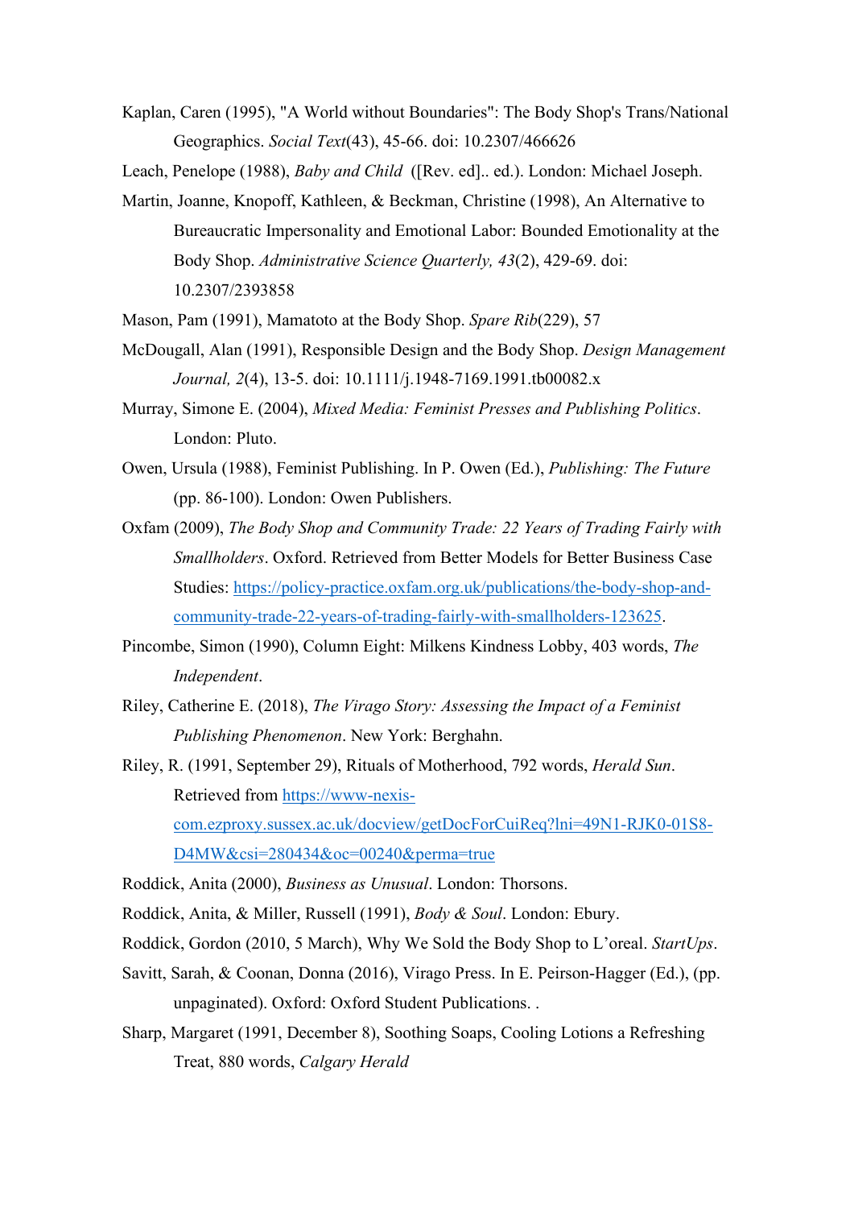Kaplan, Caren (1995), "A World without Boundaries": The Body Shop's Trans/National Geographics. *Social Text*(43), 45-66. doi: 10.2307/466626

Leach, Penelope (1988), *Baby and Child* ([Rev. ed].. ed.). London: Michael Joseph.

Martin, Joanne, Knopoff, Kathleen, & Beckman, Christine (1998), An Alternative to Bureaucratic Impersonality and Emotional Labor: Bounded Emotionality at the Body Shop. *Administrative Science Quarterly, 43*(2), 429-69. doi: 10.2307/2393858

Mason, Pam (1991), Mamatoto at the Body Shop. *Spare Rib*(229), 57

McDougall, Alan (1991), Responsible Design and the Body Shop. *Design Management Journal, 2*(4), 13-5. doi: 10.1111/j.1948-7169.1991.tb00082.x

Murray, Simone E. (2004), *Mixed Media: Feminist Presses and Publishing Politics*. London: Pluto.

Owen, Ursula (1988), Feminist Publishing. In P. Owen (Ed.), *Publishing: The Future* (pp. 86-100). London: Owen Publishers.

Oxfam (2009), *The Body Shop and Community Trade: 22 Years of Trading Fairly with Smallholders*. Oxford. Retrieved from Better Models for Better Business Case Studies: https://policy-practice.oxfam.org.uk/publications/the-body-shop-and-community-trade-22-years-of-trading-fairly-with-smallholders-123625.

Pincombe, Simon (1990), Column Eight: Milkens Kindness Lobby, 403 words, *The Independent*.

Riley, Catherine E. (2018), *The Virago Story: Assessing the Impact of a Feminist Publishing Phenomenon*. New York: Berghahn.

Riley, R. (1991, September 29), Rituals of Motherhood, 792 words, *Herald Sun*. Retrieved from https://www-nexis-com.ezproxy.sussex.ac.uk/docview/getDocForCuiReq?lni=49N1-RJK0-01S8-D4MW&csi=280434&oc=00240&perma=true

Roddick, Anita (2000), *Business as Unusual*. London: Thorsons.

Roddick, Anita, & Miller, Russell (1991), *Body & Soul*. London: Ebury.

Roddick, Gordon (2010, 5 March), Why We Sold the Body Shop to L'oreal. *StartUps*.

Savitt, Sarah, & Coonan, Donna (2016), Virago Press. In E. Peirson-Hagger (Ed.), (pp. unpaginated). Oxford: Oxford Student Publications. .

Sharp, Margaret (1991, December 8), Soothing Soaps, Cooling Lotions a Refreshing Treat, 880 words, *Calgary Herald*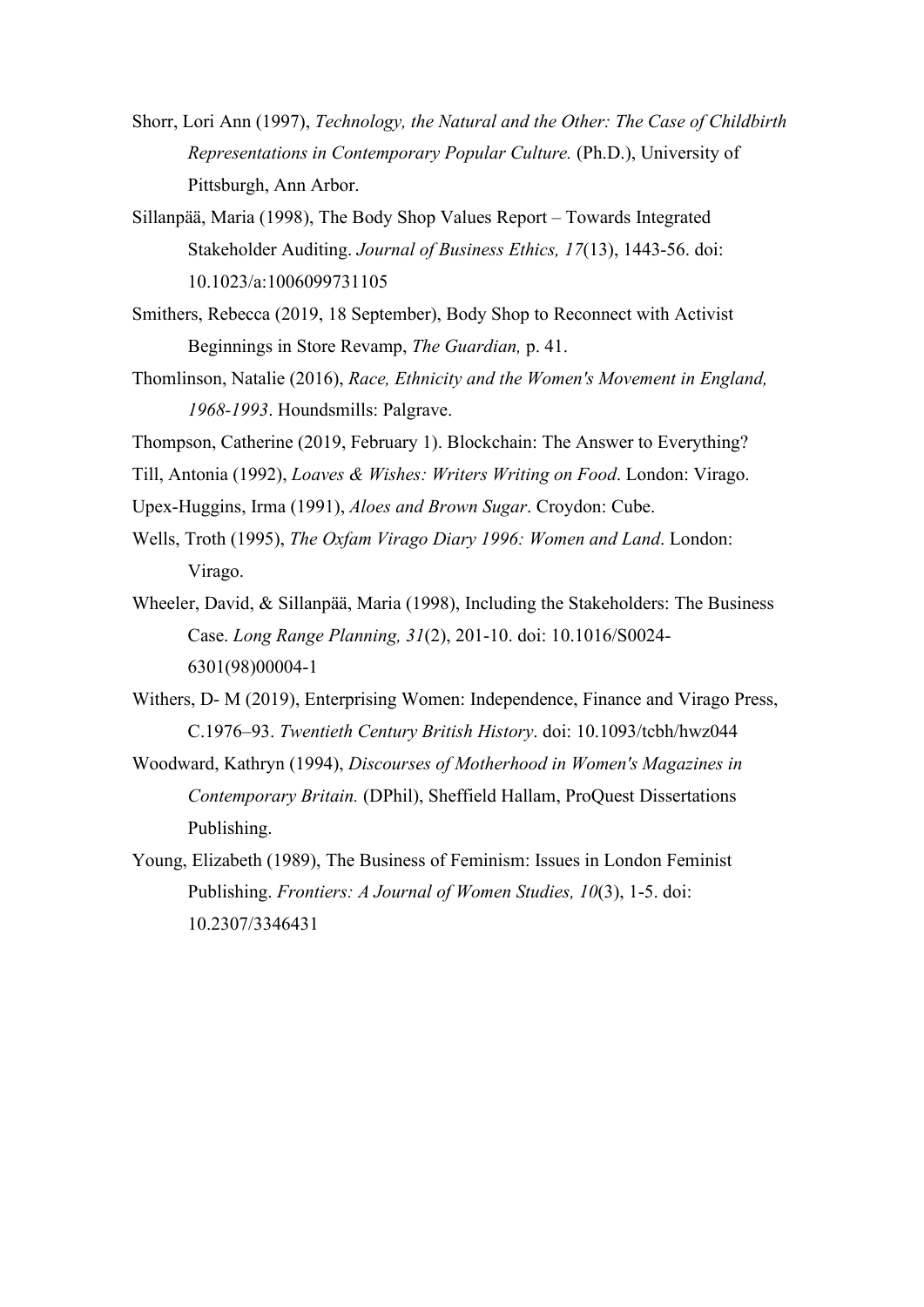Shorr, Lori Ann (1997), *Technology, the Natural and the Other: The Case of Childbirth Representations in Contemporary Popular Culture.* (Ph.D.), University of Pittsburgh, Ann Arbor.

Sillanpää, Maria (1998), The Body Shop Values Report – Towards Integrated Stakeholder Auditing. *Journal of Business Ethics, 17*(13), 1443-56. doi: 10.1023/a:1006099731105

Smithers, Rebecca (2019, 18 September), Body Shop to Reconnect with Activist Beginnings in Store Revamp, *The Guardian,* p. 41.

Thomlinson, Natalie (2016), *Race, Ethnicity and the Women's Movement in England, 1968-1993*. Houndsmills: Palgrave.

Thompson, Catherine (2019, February 1). Blockchain: The Answer to Everything?

Till, Antonia (1992), *Loaves & Wishes: Writers Writing on Food*. London: Virago.

Upex-Huggins, Irma (1991), *Aloes and Brown Sugar*. Croydon: Cube.

Wells, Troth (1995), *The Oxfam Virago Diary 1996: Women and Land*. London: Virago.

Wheeler, David, & Sillanpää, Maria (1998), Including the Stakeholders: The Business Case. *Long Range Planning, 31*(2), 201-10. doi: 10.1016/S0024-6301(98)00004-1

Withers, D- M (2019), Enterprising Women: Independence, Finance and Virago Press, C.1976–93. *Twentieth Century British History*. doi: 10.1093/tcbh/hwz044

Woodward, Kathryn (1994), *Discourses of Motherhood in Women's Magazines in Contemporary Britain.* (DPhil), Sheffield Hallam, ProQuest Dissertations Publishing.

Young, Elizabeth (1989), The Business of Feminism: Issues in London Feminist Publishing. *Frontiers: A Journal of Women Studies, 10*(3), 1-5. doi: 10.2307/3346431